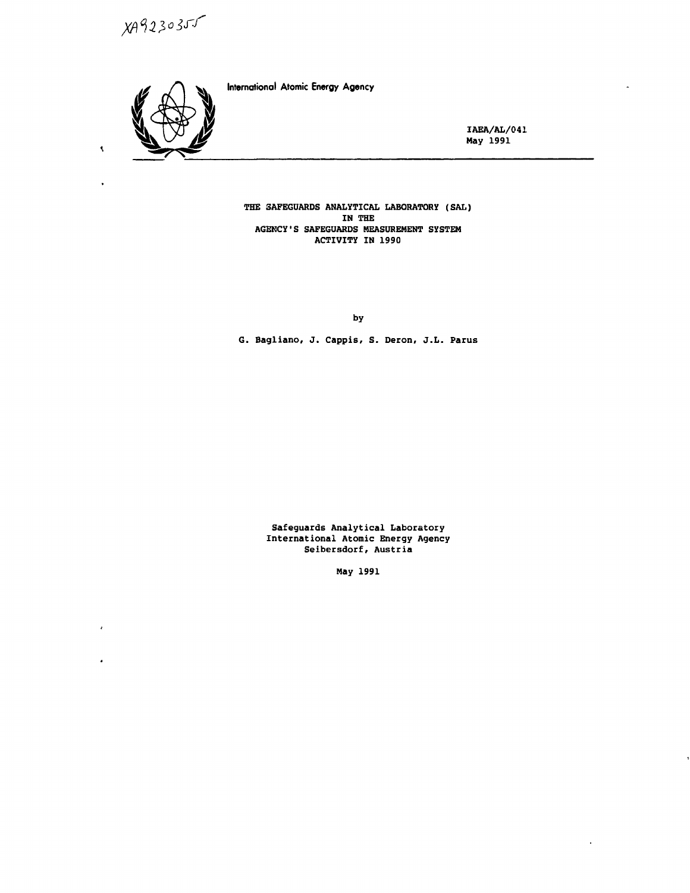XA9230355

International Atomic Energy Agency

IAEA/AL/041
May 1991

# THE SAFEGUARDS ANALYTICAL LABORATORY (SAL) IN THE AGENCY'S SAFEGUARDS MEASUREMENT SYSTEM ACTIVITY IN 1990

by

G. Bagliano, J. Cappis, S. Deron, J.L. Parus

Safeguards Analytical Laboratory
International Atomic Energy Agency
Seibersdorf, Austria

May 1991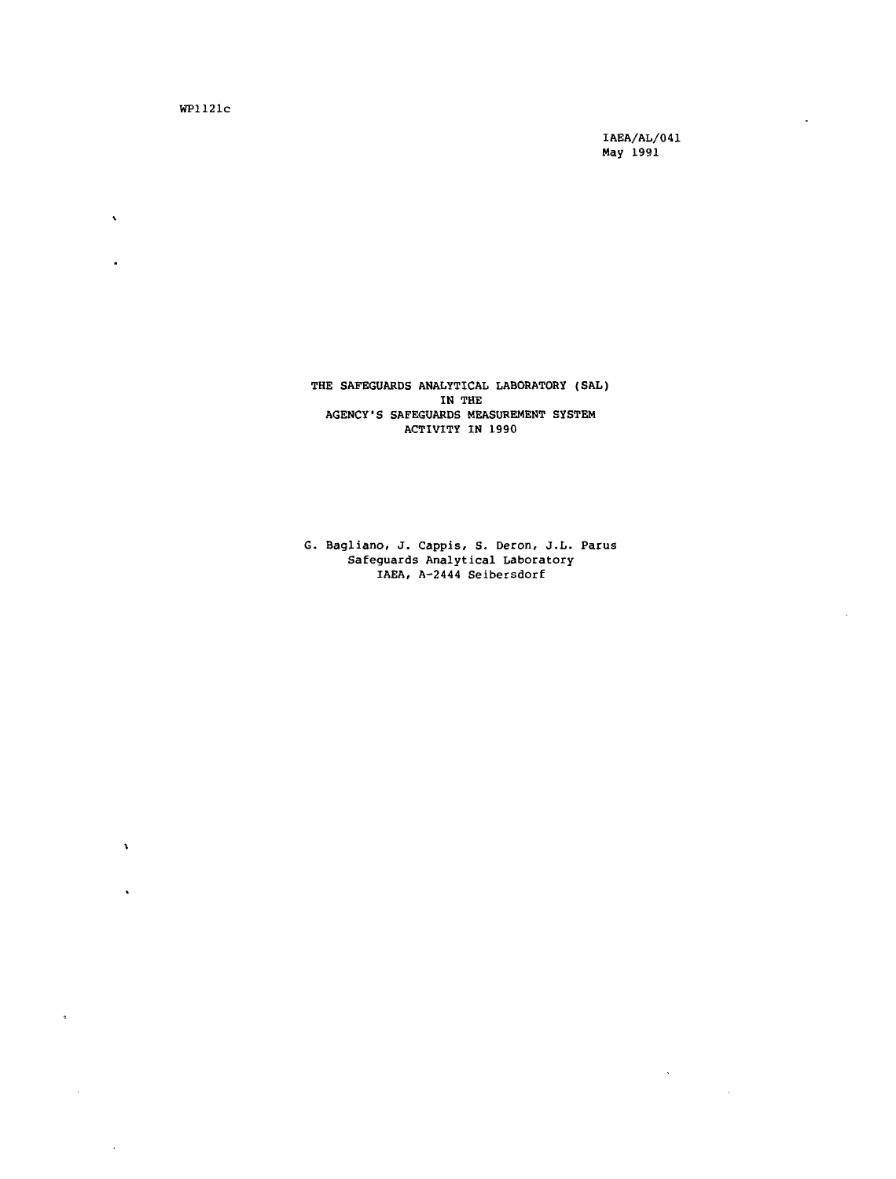WP1121c

IAEA/AL/041
May 1991

# THE SAFEGUARDS ANALYTICAL LABORATORY (SAL) IN THE AGENCY'S SAFEGUARDS MEASUREMENT SYSTEM ACTIVITY IN 1990

G. Bagliano, J. Cappis, S. Deron, J.L. Parus
Safeguards Analytical Laboratory
IAEA, A-2444 Seibersdorf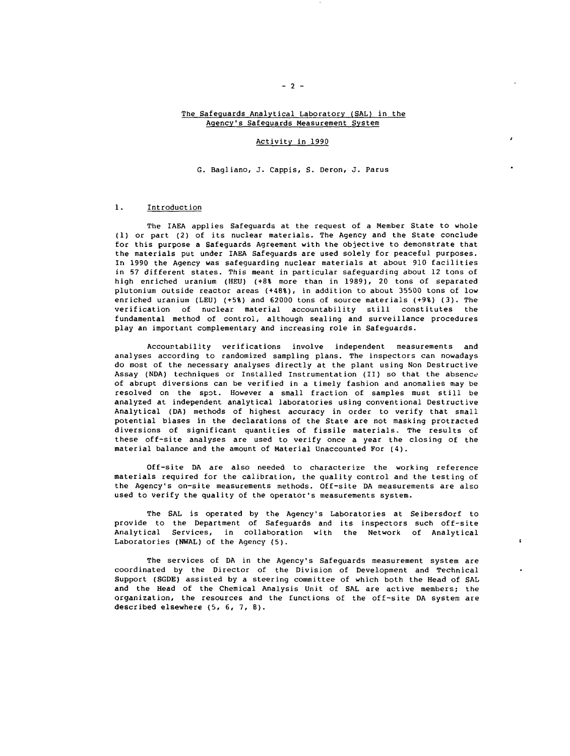The Safeguards Analytical Laboratory (SAL) in the Agency's Safeguards Measurement System

Activity in 1990

G. Bagliano, J. Cappis, S. Deron, J. Parus

## 1. Introduction

The IAEA applies Safeguards at the request of a Member State to whole (1) or part (2) of its nuclear materials. The Agency and the State conclude for this purpose a Safeguards Agreement with the objective to demonstrate that the materials put under IAEA Safeguards are used solely for peaceful purposes. In 1990 the Agency was safeguarding nuclear materials at about 910 facilities in 57 different states. This meant in particular safeguarding about 12 tons of high enriched uranium (HEU) (+8% more than in 1989), 20 tons of separated plutonium outside reactor areas (+48%), in addition to about 35500 tons of low enriched uranium (LEU) (+5%) and 62000 tons of source materials (+9%) (3). The verification of nuclear material accountability still constitutes the fundamental method of control, although sealing and surveillance procedures play an important complementary and increasing role in Safeguards.

Accountability verifications involve independent measurements and analyses according to randomized sampling plans. The inspectors can nowadays do most of the necessary analyses directly at the plant using Non Destructive Assay (NDA) techniques or Installed Instrumentation (II) so that the absence of abrupt diversions can be verified in a timely fashion and anomalies may be resolved on the spot. However a small fraction of samples must still be analyzed at independent analytical laboratories using conventional Destructive Analytical (DA) methods of highest accuracy in order to verify that small potential biases in the declarations of the State are not masking protracted diversions of significant quantities of fissile materials. The results of these off-site analyses are used to verify once a year the closing of the material balance and the amount of Material Unaccounted For (4).

Off-site DA are also needed to characterize the working reference materials required for the calibration, the quality control and the testing of the Agency's on-site measurements methods. Off-site DA measurements are also used to verify the quality of the operator's measurements system.

The SAL is operated by the Agency's Laboratories at Seibersdorf to provide to the Department of Safeguards and its inspectors such off-site Analytical Services, in collaboration with the Network of Analytical Laboratories (NWAL) of the Agency (5).

The services of DA in the Agency's Safeguards measurement system are coordinated by the Director of the Division of Development and Technical Support (SGDE) assisted by a steering committee of which both the Head of SAL and the Head of the Chemical Analysis Unit of SAL are active members; the organization, the resources and the functions of the off-site DA system are described elsewhere (5, 6, 7, 8).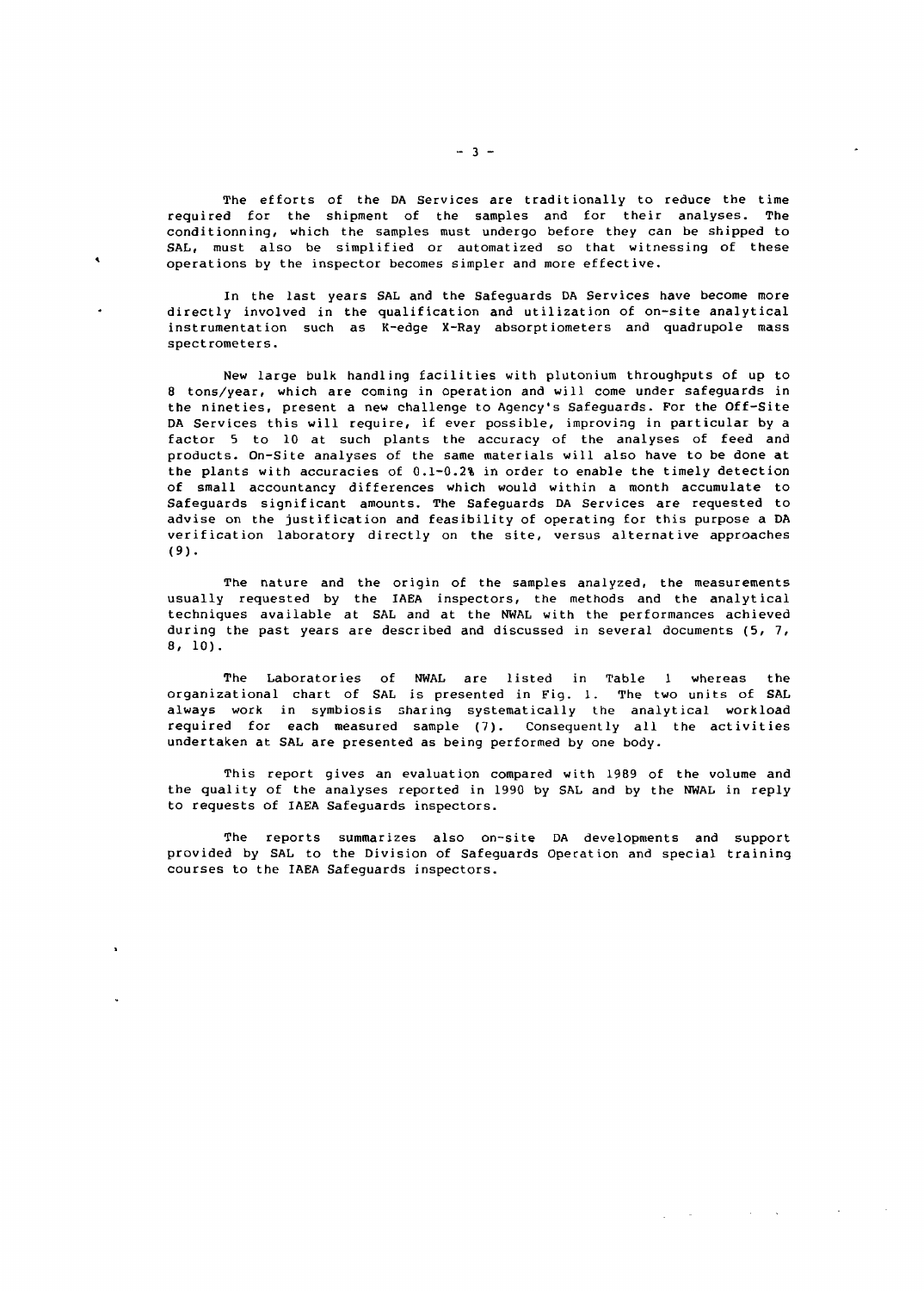The efforts of the DA Services are traditionally to reduce the time required for the shipment of the samples and for their analyses. The conditionning, which the samples must undergo before they can be shipped to SAL, must also be simplified or automatized so that witnessing of these operations by the inspector becomes simpler and more effective.

In the last years SAL and the Safeguards DA Services have become more directly involved in the qualification and utilization of on-site analytical instrumentation such as K-edge X-Ray absorptiometers and quadrupole mass spectrometers.

New large bulk handling facilities with plutonium throughputs of up to 8 tons/year, which are coming in operation and will come under safeguards in the nineties, present a new challenge to Agency's Safeguards. For the Off-Site DA Services this will require, if ever possible, improving in particular by a factor 5 to 10 at such plants the accuracy of the analyses of feed and products. On-Site analyses of the same materials will also have to be done at the plants with accuracies of 0.1-0.2% in order to enable the timely detection of small accountancy differences which would within a month accumulate to Safeguards significant amounts. The Safeguards DA Services are requested to advise on the justification and feasibility of operating for this purpose a DA verification laboratory directly on the site, versus alternative approaches (9).

The nature and the origin of the samples analyzed, the measurements usually requested by the IAEA inspectors, the methods and the analytical techniques available at SAL and at the NWAL with the performances achieved during the past years are described and discussed in several documents (5, 7, 8, 10).

The Laboratories of NWAL are listed in Table 1 whereas the organizational chart of SAL is presented in Fig. 1. The two units of SAL always work in symbiosis sharing systematically the analytical workload required for each measured sample (7). Consequently all the activities undertaken at SAL are presented as being performed by one body.

This report gives an evaluation compared with 1989 of the volume and the quality of the analyses reported in 1990 by SAL and by the NWAL in reply to requests of IAEA Safeguards inspectors.

The reports summarizes also on-site DA developments and support provided by SAL to the Division of Safeguards Operation and special training courses to the IAEA Safeguards inspectors.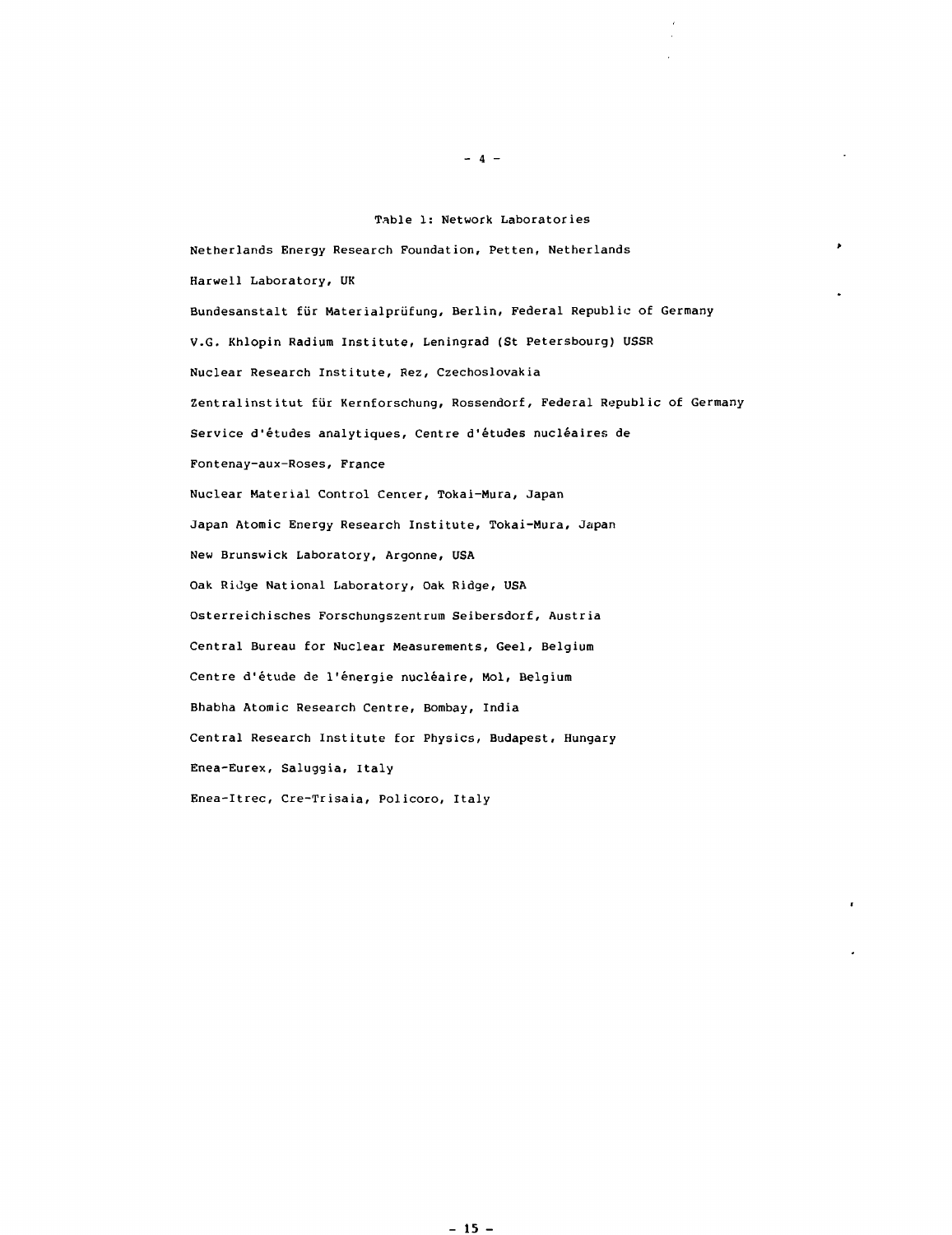Table 1: Network Laboratories

Netherlands Energy Research Foundation, Petten, Netherlands

Harwell Laboratory, UK

Bundesanstalt für Materialprüfung, Berlin, Federal Republic of Germany

V.G. Khlopin Radium Institute, Leningrad (St Petersbourg) USSR

Nuclear Research Institute, Rez, Czechoslovakia

Zentralinstitut für Kernforschung, Rossendorf, Federal Republic of Germany

Service d'études analytiques, Centre d'études nucléaires de Fontenay-aux-Roses, France

Nuclear Material Control Center, Tokai-Mura, Japan

Japan Atomic Energy Research Institute, Tokai-Mura, Japan

New Brunswick Laboratory, Argonne, USA

Oak Ridge National Laboratory, Oak Ridge, USA

Osterreichisches Forschungszentrum Seibersdorf, Austria

Central Bureau for Nuclear Measurements, Geel, Belgium

Centre d'étude de l'énergie nucléaire, Mol, Belgium

Bhabha Atomic Research Centre, Bombay, India

Central Research Institute for Physics, Budapest, Hungary

Enea-Eurex, Saluggia, Italy

Enea-Itrec, Cre-Trisaia, Policoro, Italy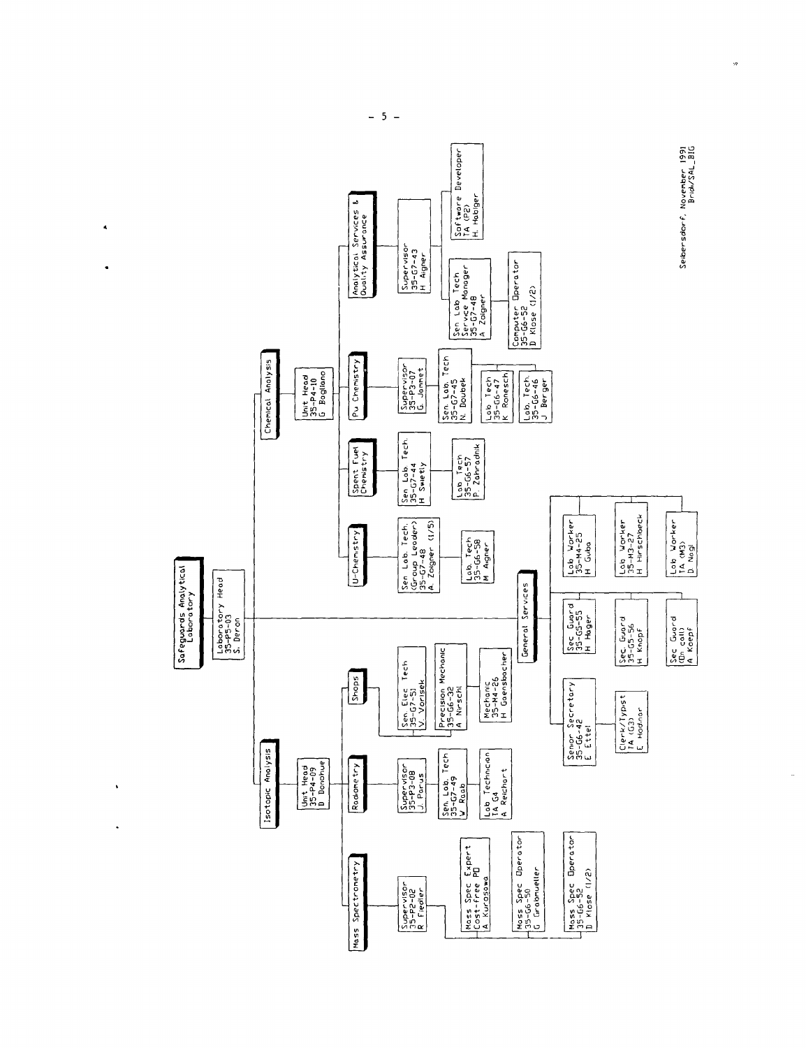# Safeguards Analytical Laboratory

**Laboratory Head**
35-P5-03
S. Deron

## Isotopic Analysis

**Unit Head**
35-P4-09
D. Donohue

### Mass Spectrometry

- Supervisor
  35-P2-02
  R. Fiedler
  - Mass Spec Expert
    Cost-free PO
    A. Kurosawa
  - Mass Spec Operator
    35-G6-50
    G. Grabmueller
  - Mass Spec Operator
    35-G6-52
    D. Klose (1/2)

### Radiometry

- Supervisor
  35-P3-08
  J. Parus
  - Sen. Lab. Tech
    35-G7-49
    V. Raab
    - Lab Technician
      TA G4
      A. Reichort

### Shops

- Sen. Elec Tech
  35-G7-51
  V. Vorisek
- Precision Mechanic
  35-G6-32
  A. Nirschl
- Mechanic
  35-M4-26
  H. Gaensbacher

## General Services

- Senior Secretary
  35-G6-42
  E. Ettel
  - Clerk/Typist
    TA (G3)
    E. Hadnar
- Sec. Guard
  35-G5-55
  H. Hager
- Sec. Guard
  35-G5-56
  H. Knopf
- Sec. Guard
  (On call)
  A. Koepf
- Lab Worker
  35-M4-25
  H. Guba
- Lab Worker
  35-M3-27
  H. Hirschbeck
- Lab Worker
  TA (M3)
  D. Nagl

## Chemical Analysis

**Unit Head**
35-P4-10
G. Bagliano

### U-Chemistry

- Sen. Lab. Tech.
  (Group Leader)
  35-G7-48
  A. Zoigner (1/5)
  - Lab. Tech
    35-G6-58
    M. Aigner

### Spent Fuel Chemistry

- Sen. Lab. Tech.
  35-G7-44
  H. Swietly
  - Lab Tech
    35-G6-57
    P. Zahradnik

### Pu Chemistry

- Supervisor
  35-P3-07
  G. Jammet
  - Sen. Lab. Tech
    35-G7-45
    N. Doubek
    - Lab. Tech
      35-G6-47
      K. Ronesch
    - Lab. Tech
      35-G6-46
      J. Berger

### Analytical Services & Quality Assurance

- Supervisor
  35-G7-43
  H. Aigner
  - Sen. Lab. Tech
    Service Manager
    35-G7-48
    A. Zoigner
    - Computer Operator
      35-G6-52
      D. Klose (1/2)
  - Software Developer
    TA (P2)
    H. Habiger

Seibersdorf, November 1991
Brich/SAL_BIG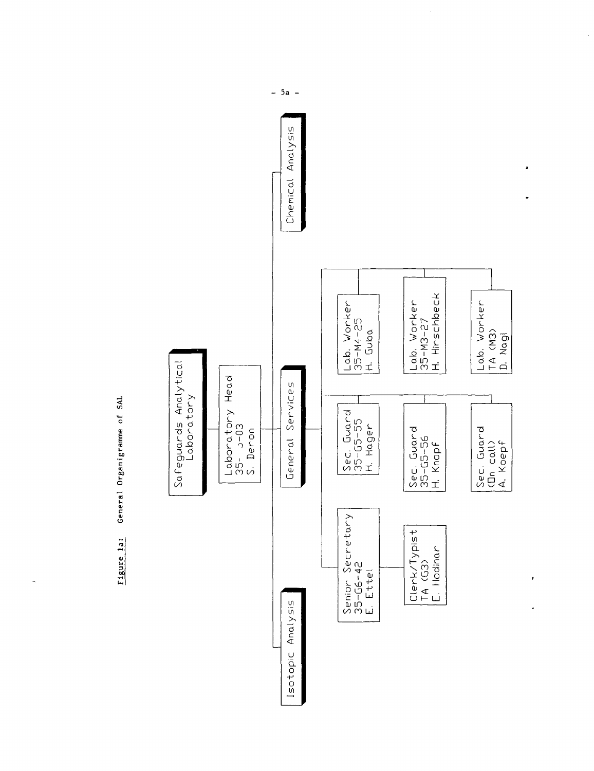**Figure 1a:** General Organigramme of SAL

Safeguards Analytical Laboratory

Laboratory Head
35- ɔ-03
S. Deron

Isotopic Analysis

General Services

Chemical Analysis

Senior Secretary
35-G6-42
E. Ettel

Clerk/Typist
TA (G3)
E. Hodinar

Sec. Guard
35-G5-55
H. Hager

Sec. Guard
35-G5-56
H. Knopf

Sec. Guard
(On call)
A. Koepf

Lab. Worker
35-M4-25
H. Guba

Lab. Worker
35-M3-27
H. Hirschbeck

Lab. Worker
TA (M3)
D. Nagl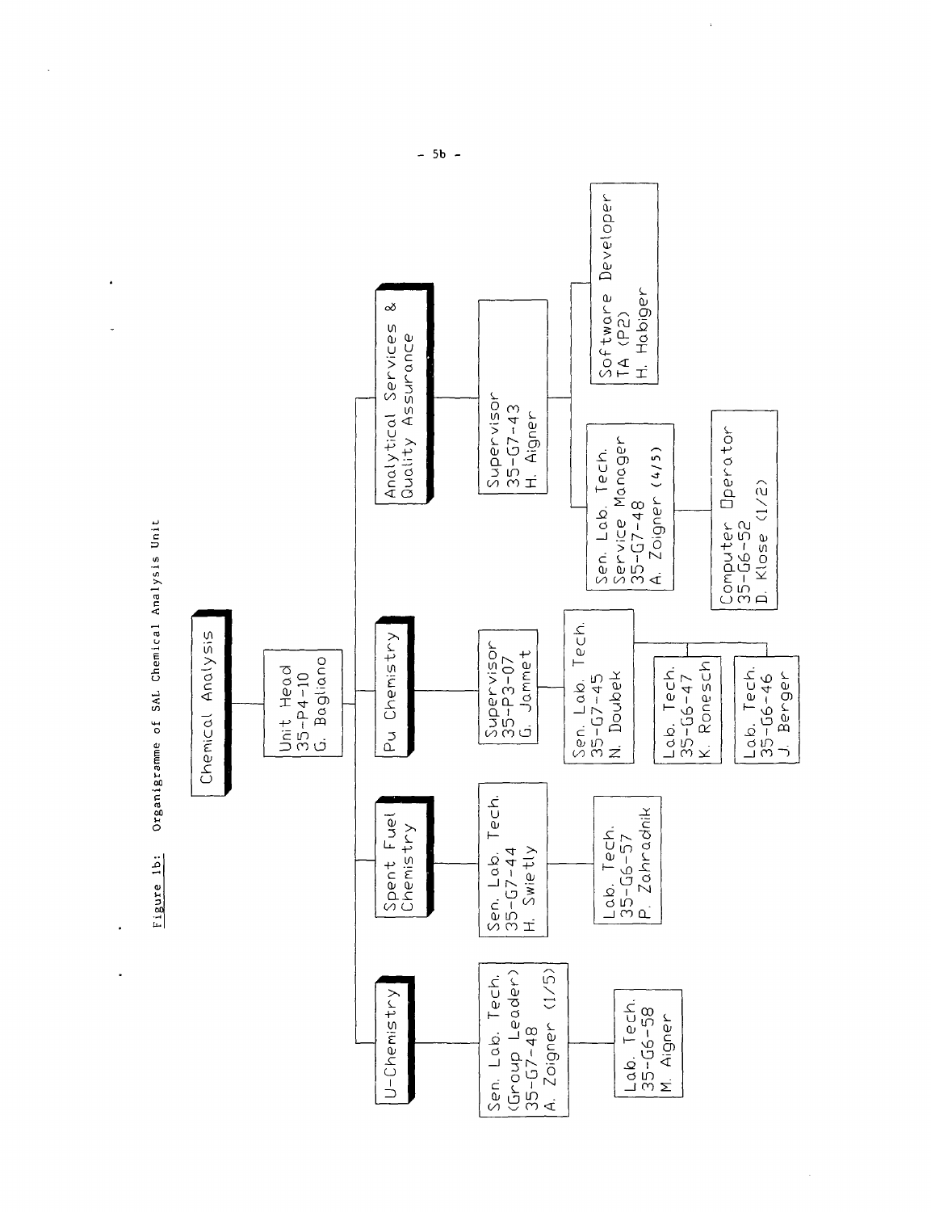Figure 1b: Organigramme of SAL Chemical Analysis Unit

- **Chemical Analysis**
  - Unit Head 35-P4-10 G. Bagliano
    - **U-Chemistry**
      - Sen. Lab. Tech. (Group Leader) 35-G7-48 A. Zoigner (1/5)
        - Lab. Tech. 35-G6-58 M. Aigner
    - **Spent Fuel Chemistry**
      - Sen. Lab. Tech. 35-G7-44 H. Swietly
        - Lab. Tech. 35-G6-57 P. Zahradnik
    - **Pu Chemistry**
      - Supervisor 35-P3-07 G. Jammet
        - Sen. Lab. Tech. 35-G7-45 N. Doubek
          - Lab. Tech. 35-G6-47 K. Ronesch
          - Lab. Tech. 35-G6-46 J. Berger
    - **Analytical Services & Quality Assurance**
      - Supervisor 35-G7-43 H. Aigner
        - Sen. Lab. Tech. Service Manager 35-G7-48 A. Zoigner (4/5)
          - Computer Operator 35-G6-52 D. Klose (1/2)
        - Software Developer TA (P2) H. Habiger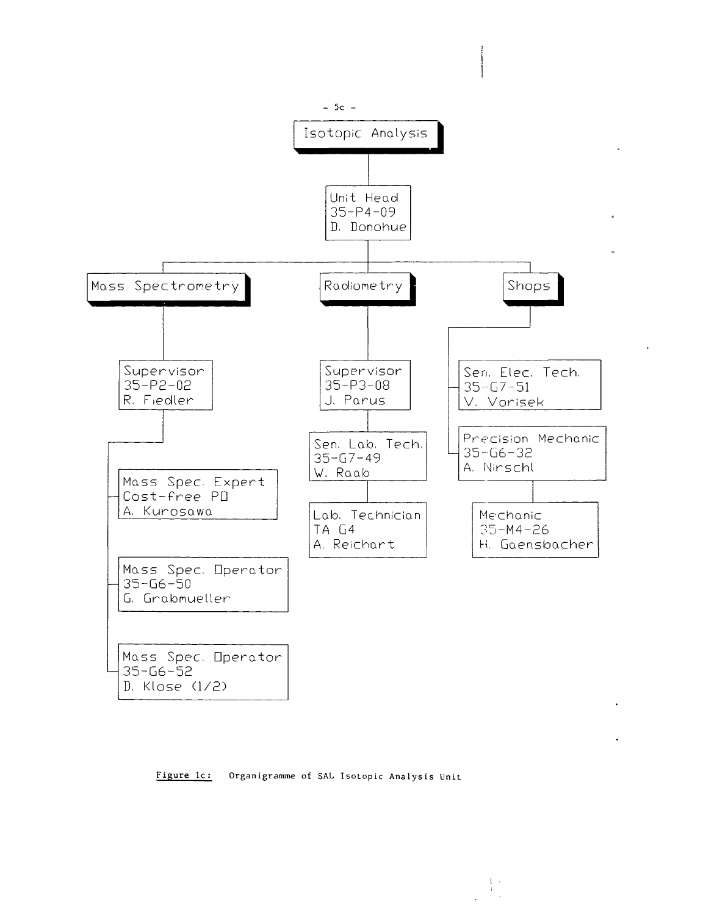Isotopic Analysis

- Unit Head
  35-P4-09
  D. Donohue
  - Mass Spectrometry
    - Supervisor
      35-P2-02
      R. Fiedler
      - Mass Spec. Expert
        Cost-free PO
        A. Kurosawa
      - Mass Spec. Operator
        35-G6-50
        G. Grabmueller
      - Mass Spec. Operator
        35-G6-52
        D. Klose (1/2)
  - Radiometry
    - Supervisor
      35-P3-08
      J. Parus
      - Sen. Lab. Tech.
        35-G7-49
        W. Raab
        - Lab. Technician
          TA G4
          A. Reichart
  - Shops
    - Sen. Elec. Tech.
      35-G7-51
      V. Vorisek
    - Precision Mechanic
      35-G6-32
      A. Nirschl
      - Mechanic
        35-M4-26
        H. Gaensbacher

Figure 1c: Organigramme of SAL Isotopic Analysis Unit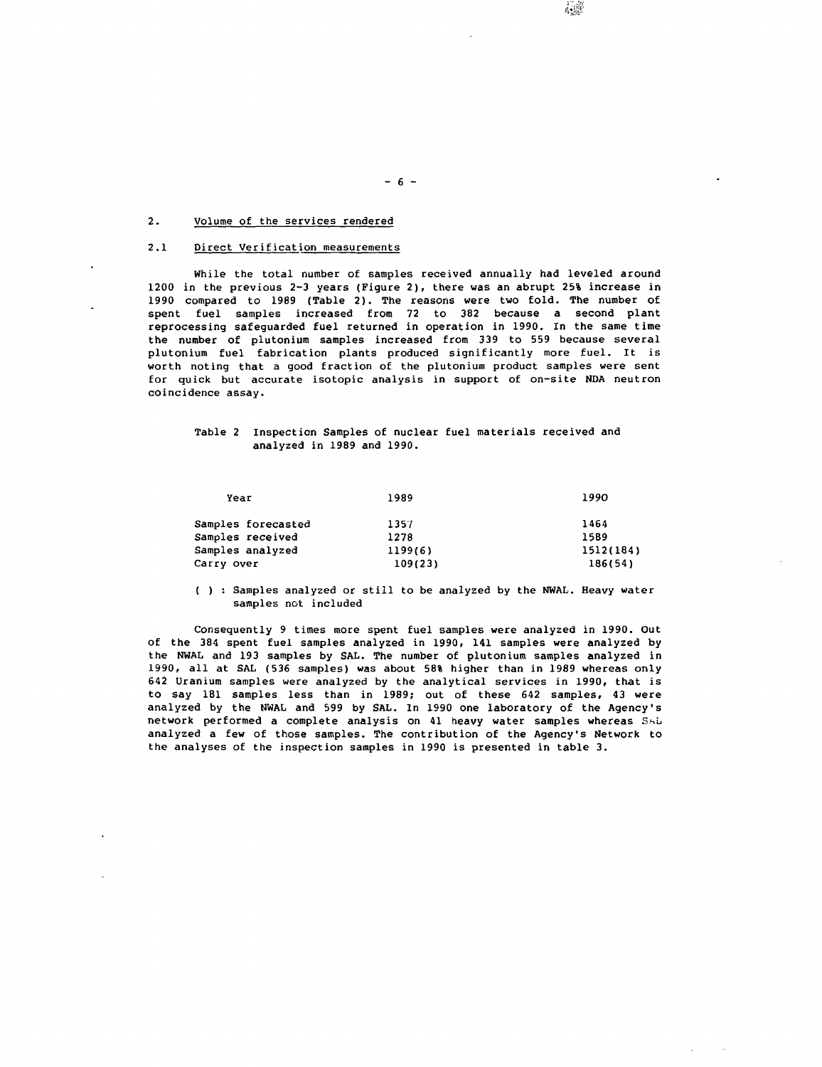## 2. Volume of the services rendered

### 2.1 Direct Verification measurements

While the total number of samples received annually had leveled around 1200 in the previous 2-3 years (Figure 2), there was an abrupt 25% increase in 1990 compared to 1989 (Table 2). The reasons were two fold. The number of spent fuel samples increased from 72 to 382 because a second plant reprocessing safeguarded fuel returned in operation in 1990. In the same time the number of plutonium samples increased from 339 to 559 because several plutonium fuel fabrication plants produced significantly more fuel. It is worth noting that a good fraction of the plutonium product samples were sent for quick but accurate isotopic analysis in support of on-site NDA neutron coincidence assay.

Table 2 Inspection Samples of nuclear fuel materials received and analyzed in 1989 and 1990.

| Year | 1989 | 1990 |
|---|---|---|
| Samples forecasted | 1357 | 1464 |
| Samples received | 1278 | 1589 |
| Samples analyzed | 1199(6) | 1512(184) |
| Carry over | 109(23) | 186(54) |

( ) : Samples analyzed or still to be analyzed by the NWAL. Heavy water samples not included

Consequently 9 times more spent fuel samples were analyzed in 1990. Out of the 384 spent fuel samples analyzed in 1990, 141 samples were analyzed by the NWAL and 193 samples by SAL. The number of plutonium samples analyzed in 1990, all at SAL (536 samples) was about 58% higher than in 1989 whereas only 642 Uranium samples were analyzed by the analytical services in 1990, that is to say 181 samples less than in 1989; out of these 642 samples, 43 were analyzed by the NWAL and 599 by SAL. In 1990 one laboratory of the Agency's network performed a complete analysis on 41 heavy water samples whereas SAL analyzed a few of those samples. The contribution of the Agency's Network to the analyses of the inspection samples in 1990 is presented in table 3.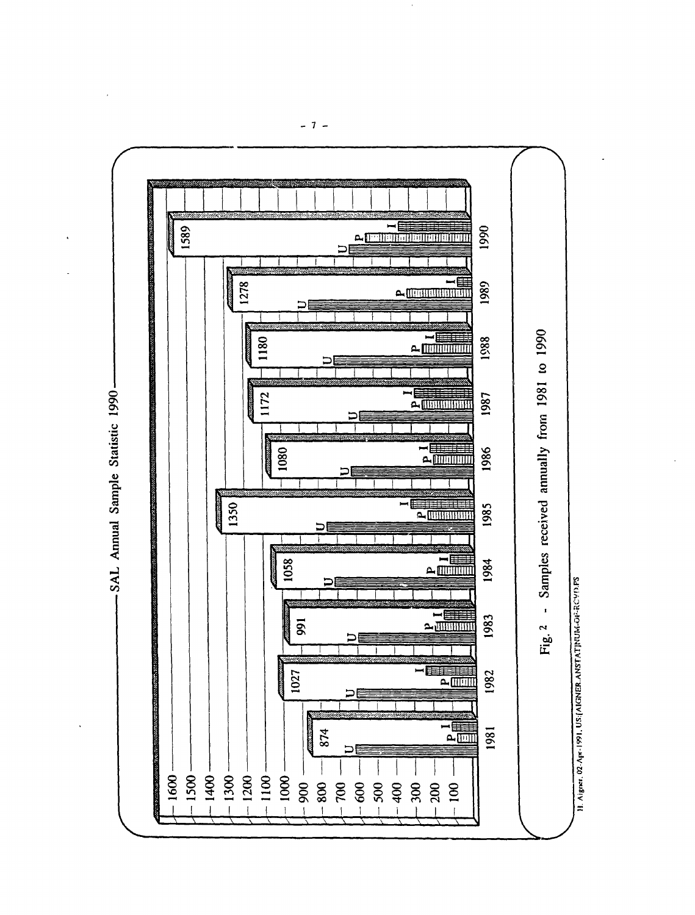SAL Annual Sample Statistic 1990

| Year | Total |
|---|---|
| 1981 | 874 |
| 1982 | 1027 |
| 1983 | 991 |
| 1984 | 1058 |
| 1985 | 1350 |
| 1986 | 1080 |
| 1987 | 1172 |
| 1988 | 1180 |
| 1989 | 1278 |
| 1990 | 1589 |

Fig. 2 - Samples received annually from 1981 to 1990

H. Aigner, 02-Apr-1991, US:[AIGNER.ANSTAT]NUM-OF-RCVD.PS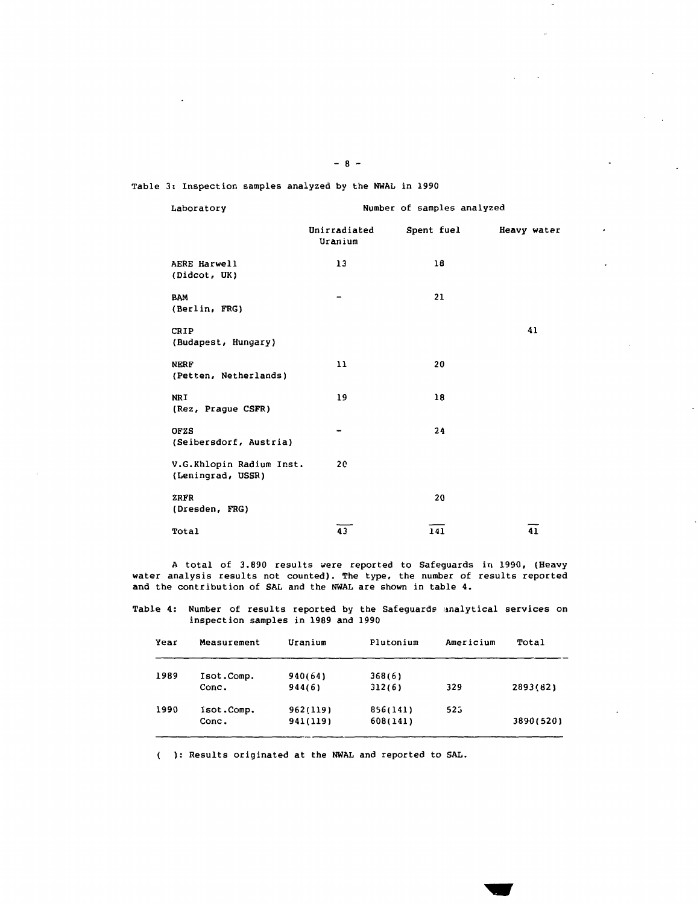Table 3: Inspection samples analyzed by the NWAL in 1990

| Laboratory | Number of samples analyzed | | |
|---|---|---|---|
| | Unirradiated Uranium | Spent fuel | Heavy water |
| AERE Harwell (Didcot, UK) | 13 | 18 | |
| BAM (Berlin, FRG) | – | 21 | |
| CRIP (Budapest, Hungary) | | | 41 |
| NERF (Petten, Netherlands) | 11 | 20 | |
| NRI (Rez, Prague CSFR) | 19 | 18 | |
| OFZS (Seibersdorf, Austria) | – | 24 | |
| V.G.Khlopin Radium Inst. (Leningrad, USSR) | 20 | | |
| ZRFR (Dresden, FRG) | | 20 | |
| Total | 43 | 141 | 41 |

A total of 3.890 results were reported to Safeguards in 1990, (Heavy water analysis results not counted). The type, the number of results reported and the contribution of SAL and the NWAL are shown in table 4.

Table 4: Number of results reported by the Safeguards analytical services on inspection samples in 1989 and 1990

| Year | Measurement | Uranium | Plutonium | Americium | Total |
|---|---|---|---|---|---|
| 1989 | Isot.Comp. | 940(64) | 368(6) | | |
| | Conc. | 944(6) | 312(6) | 329 | 2893(82) |
| 1990 | Isot.Comp. | 962(119) | 856(141) | 523 | |
| | Conc. | 941(119) | 608(141) | | 3890(520) |

( ): Results originated at the NWAL and reported to SAL.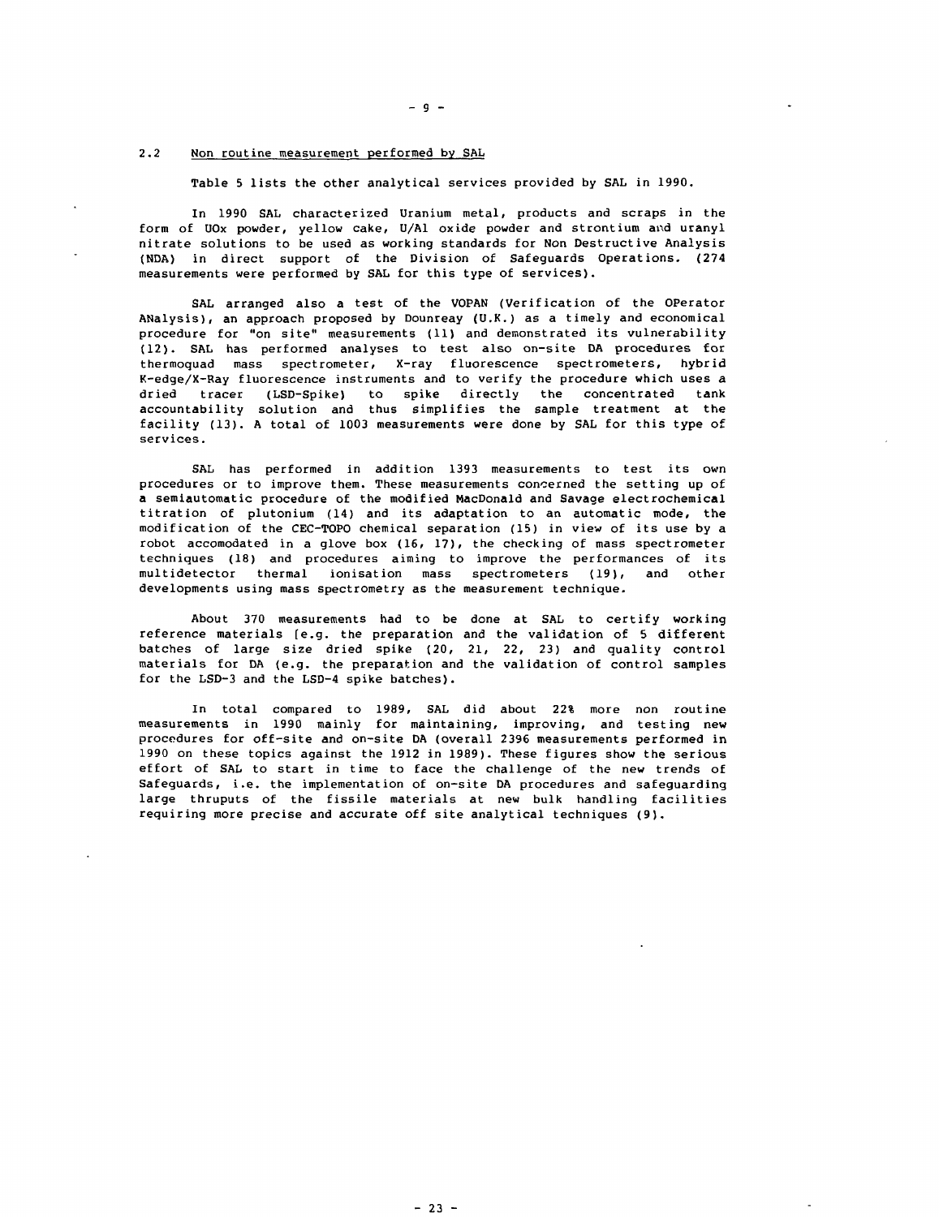## 2.2 Non routine measurement performed by SAL

Table 5 lists the other analytical services provided by SAL in 1990.

In 1990 SAL characterized Uranium metal, products and scraps in the form of UOx powder, yellow cake, U/Al oxide powder and strontium and uranyl nitrate solutions to be used as working standards for Non Destructive Analysis (NDA) in direct support of the Division of Safeguards Operations. (274 measurements were performed by SAL for this type of services).

SAL arranged also a test of the VOPAN (Verification of the OPerator ANalysis), an approach proposed by Dounreay (U.K.) as a timely and economical procedure for "on site" measurements (11) and demonstrated its vulnerability (12). SAL has performed analyses to test also on-site DA procedures for thermoquad mass spectrometer, X-ray fluorescence spectrometers, hybrid K-edge/X-Ray fluorescence instruments and to verify the procedure which uses a dried tracer (LSD-Spike) to spike directly the concentrated tank accountability solution and thus simplifies the sample treatment at the facility (13). A total of 1003 measurements were done by SAL for this type of services.

SAL has performed in addition 1393 measurements to test its own procedures or to improve them. These measurements concerned the setting up of a semiautomatic procedure of the modified MacDonald and Savage electrochemical titration of plutonium (14) and its adaptation to an automatic mode, the modification of the CEC-TOPO chemical separation (15) in view of its use by a robot accomodated in a glove box (16, 17), the checking of mass spectrometer techniques (18) and procedures aiming to improve the performances of its multidetector thermal ionisation mass spectrometers (19), and other developments using mass spectrometry as the measurement technique.

About 370 measurements had to be done at SAL to certify working reference materials (e.g. the preparation and the validation of 5 different batches of large size dried spike (20, 21, 22, 23) and quality control materials for DA (e.g. the preparation and the validation of control samples for the LSD-3 and the LSD-4 spike batches).

In total compared to 1989, SAL did about 22% more non routine measurements in 1990 mainly for maintaining, improving, and testing new procedures for off-site and on-site DA (overall 2396 measurements performed in 1990 on these topics against the 1912 in 1989). These figures show the serious effort of SAL to start in time to face the challenge of the new trends of Safeguards, i.e. the implementation of on-site DA procedures and safeguarding large thruputs of the fissile materials at new bulk handling facilities requiring more precise and accurate off site analytical techniques (9).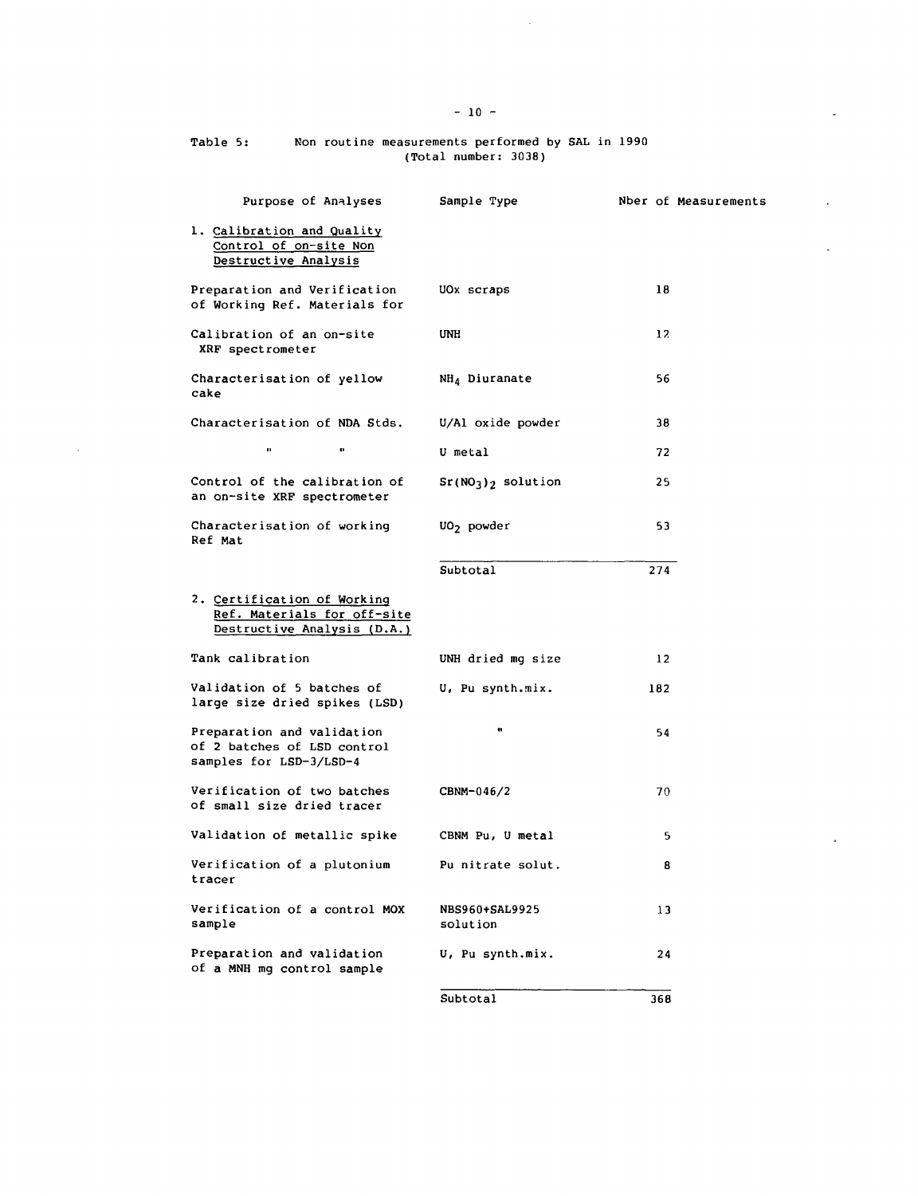Table 5: Non routine measurements performed by SAL in 1990
(Total number: 3038)

| Purpose of Analyses | Sample Type | Nber of Measurements |
|---|---|---|
| 1. <u>Calibration and Quality Control of on-site Non Destructive Analysis</u> | | |
| Preparation and Verification of Working Ref. Materials for | UOx scraps | 18 |
| Calibration of an on-site XRF spectrometer | UNH | 12 |
| Characterisation of yellow cake | $NH_4$ Diuranate | 56 |
| Characterisation of NDA Stds. | U/Al oxide powder | 38 |
| " " | U metal | 72 |
| Control of the calibration of an on-site XRF spectrometer | $Sr(NO_3)_2$ solution | 25 |
| Characterisation of working Ref Mat | $UO_2$ powder | 53 |
| | Subtotal | 274 |
| 2. <u>Certification of Working Ref. Materials for off-site Destructive Analysis (D.A.)</u> | | |
| Tank calibration | UNH dried mg size | 12 |
| Validation of 5 batches of large size dried spikes (LSD) | U, Pu synth.mix. | 182 |
| Preparation and validation of 2 batches of LSD control samples for LSD-3/LSD-4 | " | 54 |
| Verification of two batches of small size dried tracer | CBNM-046/2 | 70 |
| Validation of metallic spike | CBNM Pu, U metal | 5 |
| Verification of a plutonium tracer | Pu nitrate solut. | 8 |
| Verification of a control MOX sample | NBS960+SAL9925 solution | 13 |
| Preparation and validation of a MNH mg control sample | U, Pu synth.mix. | 24 |
| | Subtotal | 368 |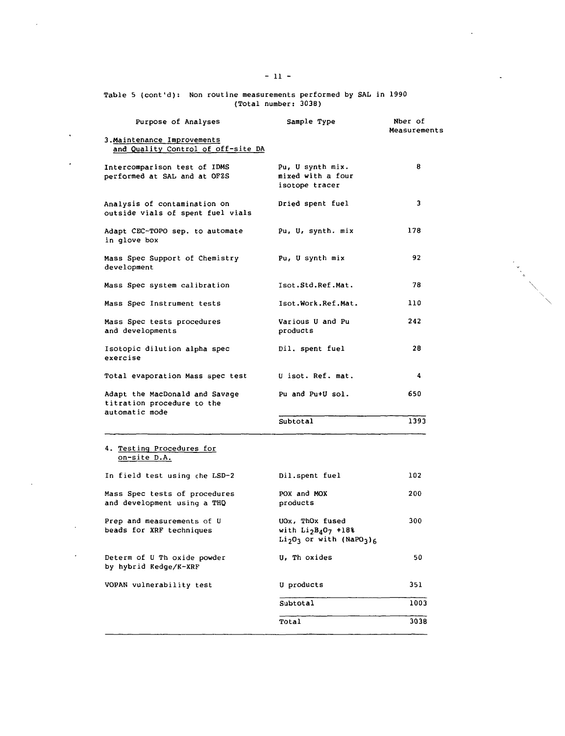Table 5 (cont'd): Non routine measurements performed by SAL in 1990
(Total number: 3038)

| Purpose of Analyses | Sample Type | Nber of Measurements |
|---|---|---|
| 3. Maintenance Improvements and Quality Control of off-site DA | | |
| Intercomparison test of IDMS performed at SAL and at OFZS | Pu, U synth mix. mixed with a four isotope tracer | 8 |
| Analysis of contamination on outside vials of spent fuel vials | Dried spent fuel | 3 |
| Adapt CEC-TOPO sep. to automate in glove box | Pu, U, synth. mix | 178 |
| Mass Spec Support of Chemistry development | Pu, U synth mix | 92 |
| Mass Spec system calibration | Isot.Std.Ref.Mat. | 78 |
| Mass Spec Instrument tests | Isot.Work.Ref.Mat. | 110 |
| Mass Spec tests procedures and developments | Various U and Pu products | 242 |
| Isotopic dilution alpha spec exercise | Dil. spent fuel | 28 |
| Total evaporation Mass spec test | U isot. Ref. mat. | 4 |
| Adapt the MacDonald and Savage titration procedure to the automatic mode | Pu and Pu+U sol. | 650 |
| | Subtotal | 1393 |
| 4. Testing Procedures for on-site D.A. | | |
| In field test using the LSD-2 | Dil.spent fuel | 102 |
| Mass Spec tests of procedures and development using a THQ | POX and MOX products | 200 |
| Prep and measurements of U beads for XRF techniques | UOx, ThOx fused with $Li_2B_4O_7$ +18% $Li_2O_3$ or with $(NaPO_3)_6$ | 300 |
| Determ of U Th oxide powder by hybrid Kedge/K-XRF | U, Th oxides | 50 |
| VOPAN vulnerability test | U products | 351 |
| | Subtotal | 1003 |
| | Total | 3038 |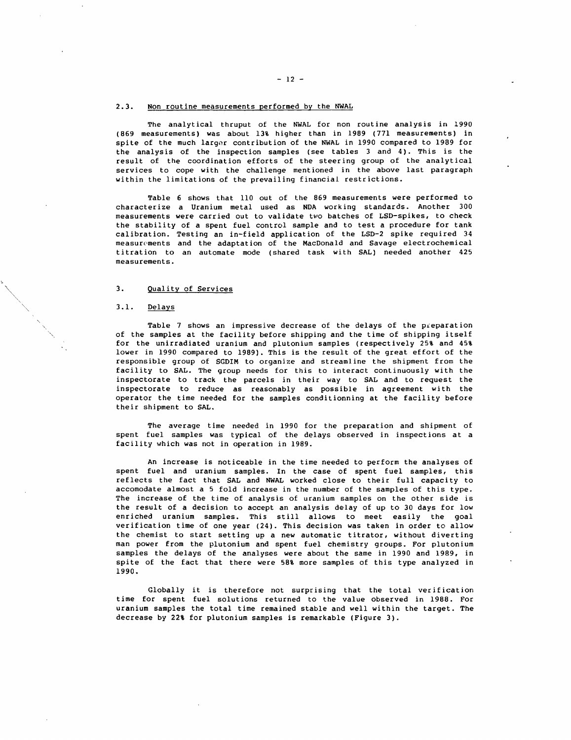### 2.3. Non routine measurements performed by the NWAL

The analytical thruput of the NWAL for non routine analysis in 1990 (869 measurements) was about 13% higher than in 1989 (771 measurements) in spite of the much larger contribution of the NWAL in 1990 compared to 1989 for the analysis of the inspection samples (see tables 3 and 4). This is the result of the coordination efforts of the steering group of the analytical services to cope with the challenge mentioned in the above last paragraph within the limitations of the prevailing financial restrictions.

Table 6 shows that 110 out of the 869 measurements were performed to characterize a Uranium metal used as NDA working standards. Another 300 measurements were carried out to validate two batches of LSD-spikes, to check the stability of a spent fuel control sample and to test a procedure for tank calibration. Testing an in-field application of the LSD-2 spike required 34 measurements and the adaptation of the MacDonald and Savage electrochemical titration to an automate mode (shared task with SAL) needed another 425 measurements.

## 3. Quality of Services

### 3.1. Delays

Table 7 shows an impressive decrease of the delays of the preparation of the samples at the facility before shipping and the time of shipping itself for the unirradiated uranium and plutonium samples (respectively 25% and 45% lower in 1990 compared to 1989). This is the result of the great effort of the responsible group of SGDIM to organize and streamline the shipment from the facility to SAL. The group needs for this to interact continuously with the inspectorate to track the parcels in their way to SAL and to request the inspectorate to reduce as reasonably as possible in agreement with the operator the time needed for the samples conditionning at the facility before their shipment to SAL.

The average time needed in 1990 for the preparation and shipment of spent fuel samples was typical of the delays observed in inspections at a facility which was not in operation in 1989.

An increase is noticeable in the time needed to perform the analyses of spent fuel and uranium samples. In the case of spent fuel samples, this reflects the fact that SAL and NWAL worked close to their full capacity to accomodate almost a 5 fold increase in the number of the samples of this type. The increase of the time of analysis of uranium samples on the other side is the result of a decision to accept an analysis delay of up to 30 days for low enriched uranium samples. This still allows to meet easily the goal verification time of one year (24). This decision was taken in order to allow the chemist to start setting up a new automatic titrator, without diverting man power from the plutonium and spent fuel chemistry groups. For plutonium samples the delays of the analyses were about the same in 1990 and 1989, in spite of the fact that there were 58% more samples of this type analyzed in 1990.

Globally it is therefore not surprising that the total verification time for spent fuel solutions returned to the value observed in 1988. For uranium samples the total time remained stable and well within the target. The decrease by 22% for plutonium samples is remarkable (Figure 3).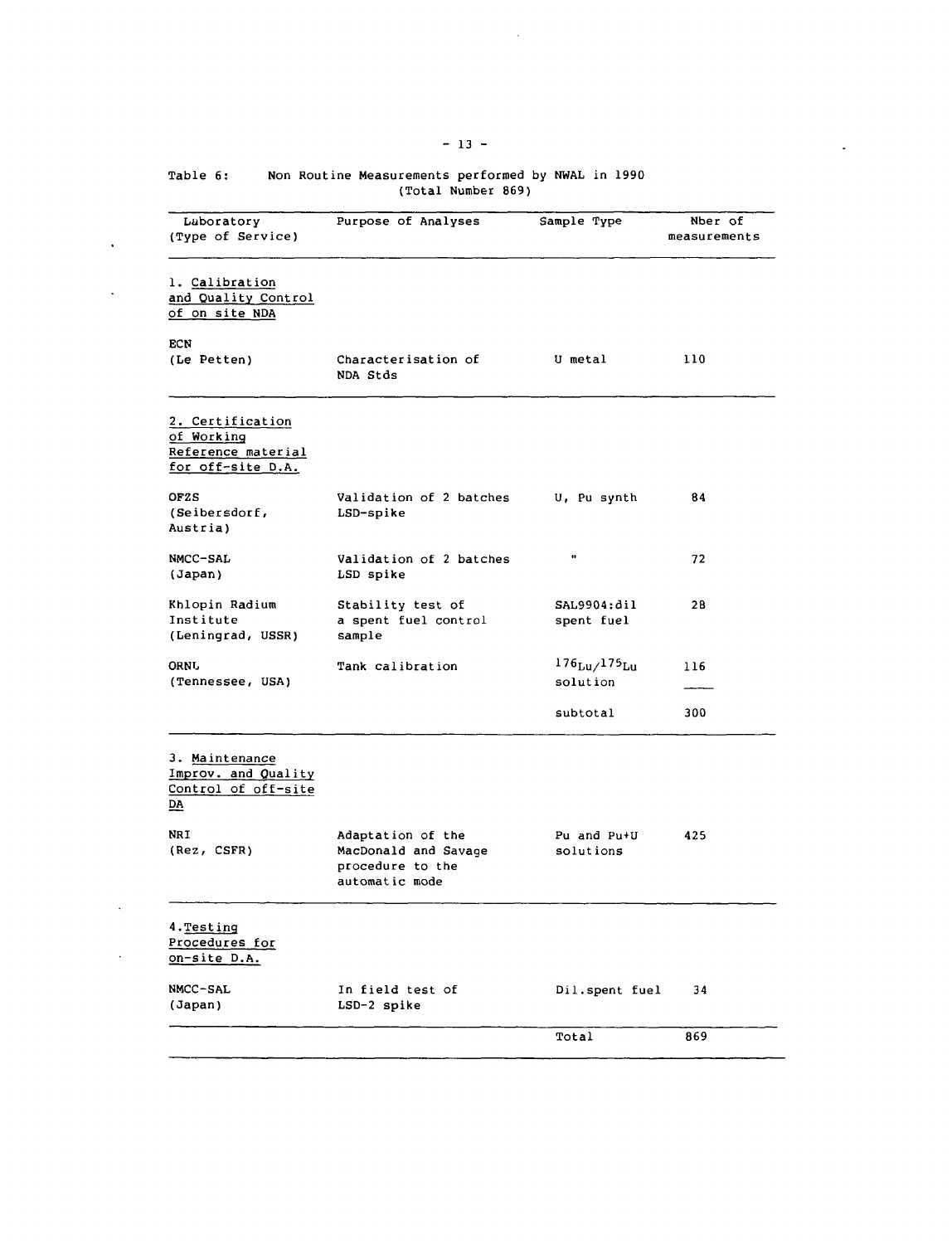Table 6: Non Routine Measurements performed by NWAL in 1990 (Total Number 869)

| Laboratory (Type of Service) | Purpose of Analyses | Sample Type | Nber of measurements |
|---|---|---|---|
| 1. Calibration and Quality Control of on site NDA | | | |
| ECN (Le Petten) | Characterisation of NDA Stds | U metal | 110 |
| 2. Certification of Working Reference material for off-site D.A. | | | |
| OFZS (Seibersdorf, Austria) | Validation of 2 batches LSD-spike | U, Pu synth | 84 |
| NMCC-SAL (Japan) | Validation of 2 batches LSD spike | " | 72 |
| Khlopin Radium Institute (Leningrad, USSR) | Stability test of a spent fuel control sample | SAL9904:dil spent fuel | 28 |
| ORNL (Tennessee, USA) | Tank calibration | $^{176}Lu/^{175}Lu$ solution | 116 |
| | | subtotal | 300 |
| 3. Maintenance Improv. and Quality Control of off-site DA | | | |
| NRI (Rez, CSFR) | Adaptation of the MacDonald and Savage procedure to the automatic mode | Pu and Pu+U solutions | 425 |
| 4. Testing Procedures for on-site D.A. | | | |
| NMCC-SAL (Japan) | In field test of LSD-2 spike | Dil.spent fuel | 34 |
| | | Total | 869 |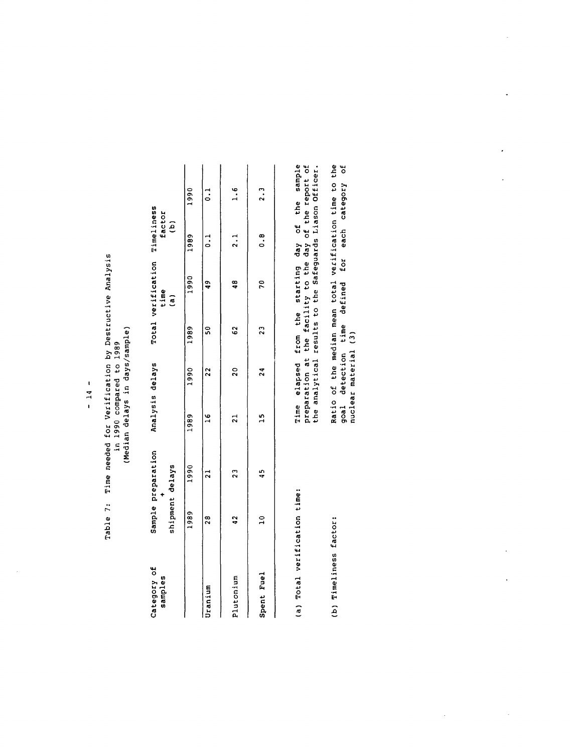Table 7: Time needed for Verification by Destructive Analysis in 1990 compared to 1989 (Median delays in days/sample)

| Category of samples | Sample preparation + shipment delays | | Analysis delays | | Total verification time (a) | | Timeliness factor (b) | |
|---|---|---|---|---|---|---|---|---|
| | 1989 | 1990 | 1989 | 1990 | 1989 | 1990 | 1989 | 1990 |
| Uranium | 28 | 21 | 16 | 22 | 50 | 49 | 0.1 | 0.1 |
| Plutonium | 42 | 23 | 21 | 20 | 62 | 48 | 2.1 | 1.6 |
| Spent Fuel | 10 | 45 | 15 | 24 | 23 | 70 | 0.8 | 2.3 |

(a) Total verification time: Time elapsed from the starting day of the sample preparation at the facility to the day of the report of the analytical results to the Safeguards Liason Officer.

(b) Timeliness factor: Ratio of the median mean total verification time to the goal detection time defined for each category of nuclear material (3)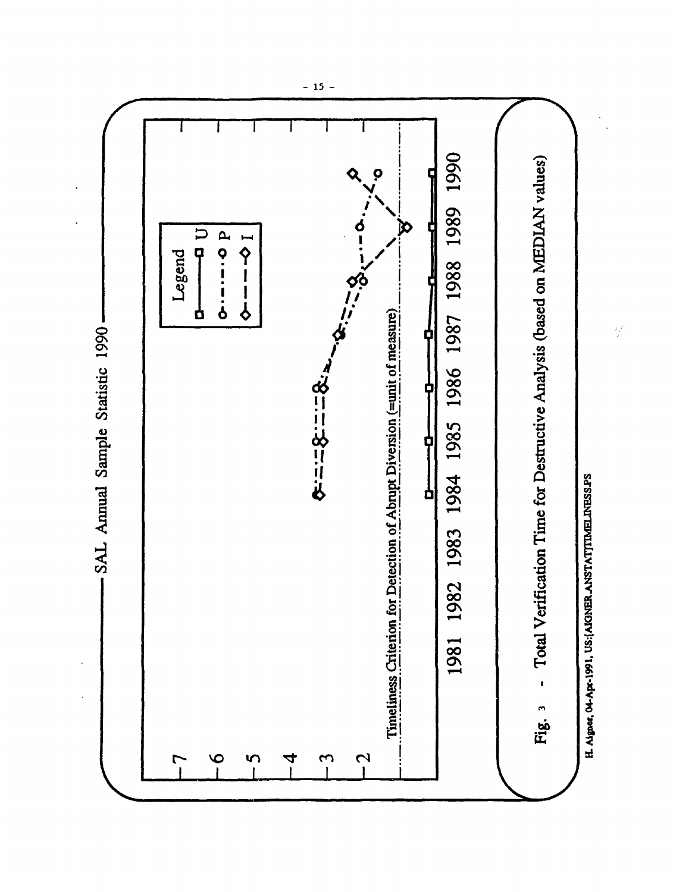SAL Annual Sample Statistic 1990

Legend

- U
- P
- I

Timeliness Criterion for Detection of Abrupt Diversion (=unit of measure)

1981 1982 1983 1984 1985 1986 1987 1988 1989 1990

Fig. 3 - Total Verification Time for Destructive Analysis (based on MEDIAN values)

H. Aigner, 04-Apr-1991, US:[AIGNER.ANSTAT]TIMELINESS.PS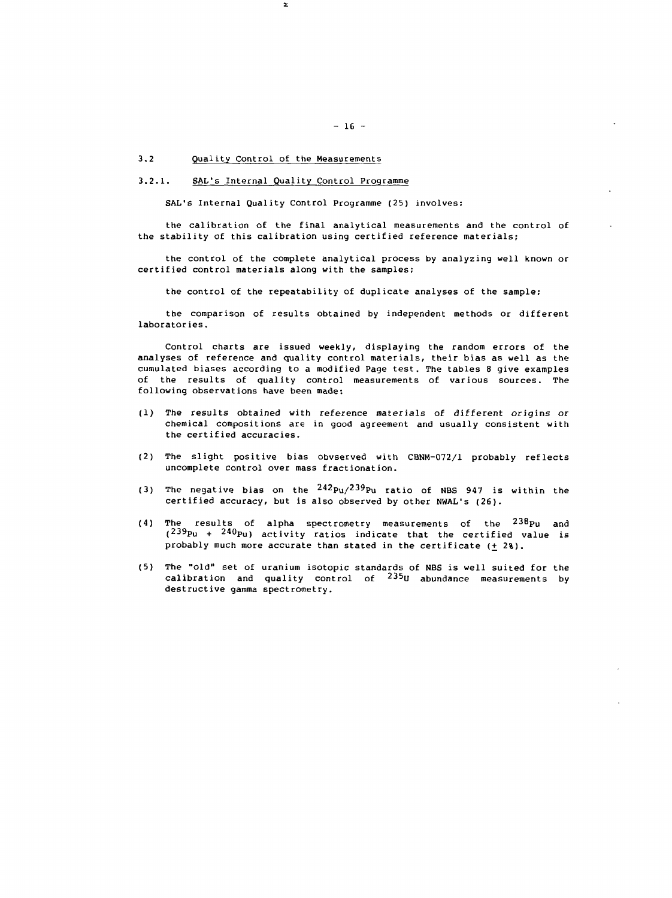## 3.2 Quality Control of the Measurements

### 3.2.1. SAL's Internal Quality Control Programme

SAL's Internal Quality Control Programme (25) involves:

the calibration of the final analytical measurements and the control of the stability of this calibration using certified reference materials;

the control of the complete analytical process by analyzing well known or certified control materials along with the samples;

the control of the repeatability of duplicate analyses of the sample;

the comparison of results obtained by independent methods or different laboratories.

Control charts are issued weekly, displaying the random errors of the analyses of reference and quality control materials, their bias as well as the cumulated biases according to a modified Page test. The tables 8 give examples of the results of quality control measurements of various sources. The following observations have been made:

(1) The results obtained with reference materials of different origins or chemical compositions are in good agreement and usually consistent with the certified accuracies.

(2) The slight positive bias obvserved with CBNM-072/1 probably reflects uncomplete control over mass fractionation.

(3) The negative bias on the $^{242}Pu/^{239}Pu$ ratio of NBS 947 is within the certified accuracy, but is also observed by other NWAL's (26).

(4) The results of alpha spectrometry measurements of the $^{238}Pu$ and ($^{239}Pu$ + $^{240}Pu$) activity ratios indicate that the certified value is probably much more accurate than stated in the certificate (± 2%).

(5) The "old" set of uranium isotopic standards of NBS is well suited for the calibration and quality control of $^{235}U$ abundance measurements by destructive gamma spectrometry.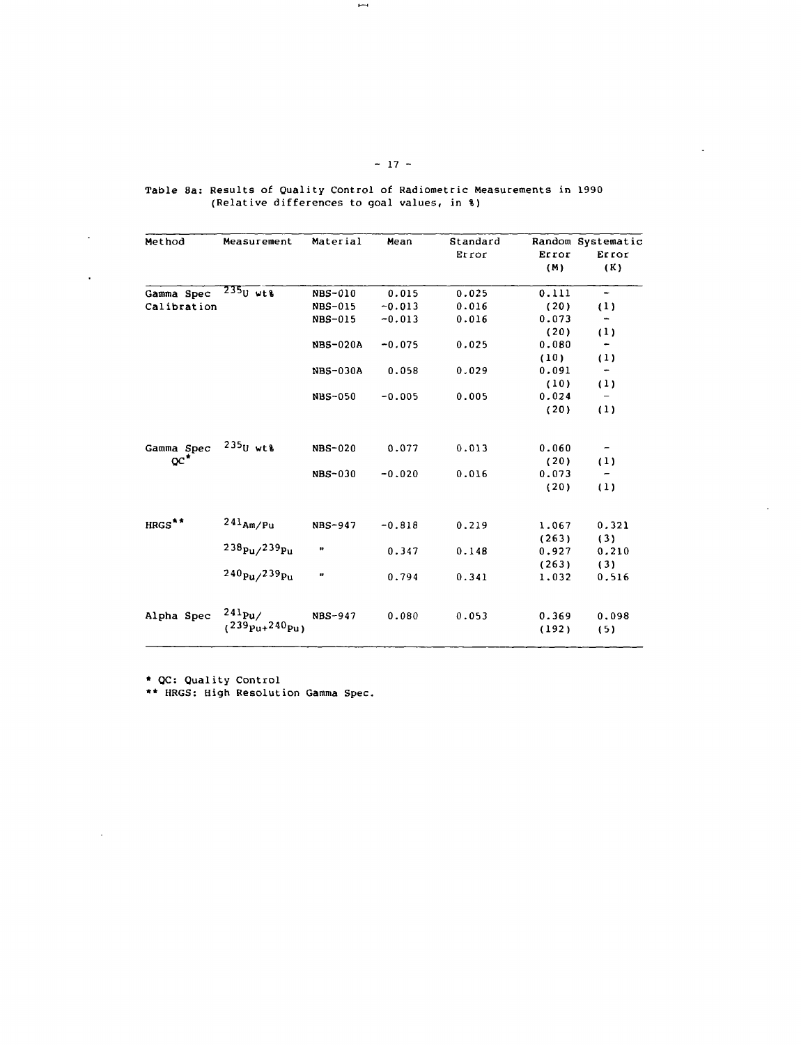Table 8a: Results of Quality Control of Radiometric Measurements in 1990 (Relative differences to goal values, in %)

| Method | Measurement | Material | Mean | Standard Error | Random Error (M) | Systematic Error (K) |
|---|---|---|---|---|---|---|
| Gamma Spec Calibration | $^{235}U$ wt% | NBS-010 | 0.015 | 0.025 | 0.111 | - |
| | | NBS-015 | -0.013 | 0.016 | (20) | (1) |
| | | NBS-015 | -0.013 | 0.016 | 0.073 | - |
| | | | | | (20) | (1) |
| | | NBS-020A | -0.075 | 0.025 | 0.080 | - |
| | | | | | (10) | (1) |
| | | NBS-030A | 0.058 | 0.029 | 0.091 | - |
| | | | | | (10) | (1) |
| | | NBS-050 | -0.005 | 0.005 | 0.024 | - |
| | | | | | (20) | (1) |
| Gamma Spec QC* | $^{235}U$ wt% | NBS-020 | 0.077 | 0.013 | 0.060 | - |
| | | | | | (20) | (1) |
| | | NBS-030 | -0.020 | 0.016 | 0.073 | - |
| | | | | | (20) | (1) |
| HRGS** | $^{241}Am/Pu$ | NBS-947 | -0.818 | 0.219 | 1.067 | 0.321 |
| | | | | | (263) | (3) |
| | $^{238}Pu/^{239}Pu$ | " | 0.347 | 0.148 | 0.927 | 0.210 |
| | | | | | (263) | (3) |
| | $^{240}Pu/^{239}Pu$ | " | 0.794 | 0.341 | 1.032 | 0.516 |
| Alpha Spec | $^{241}Pu/(^{239}Pu+^{240}Pu)$ | NBS-947 | 0.080 | 0.053 | 0.369 | 0.098 |
| | | | | | (192) | (5) |

\* QC: Quality Control

\** HRGS: High Resolution Gamma Spec.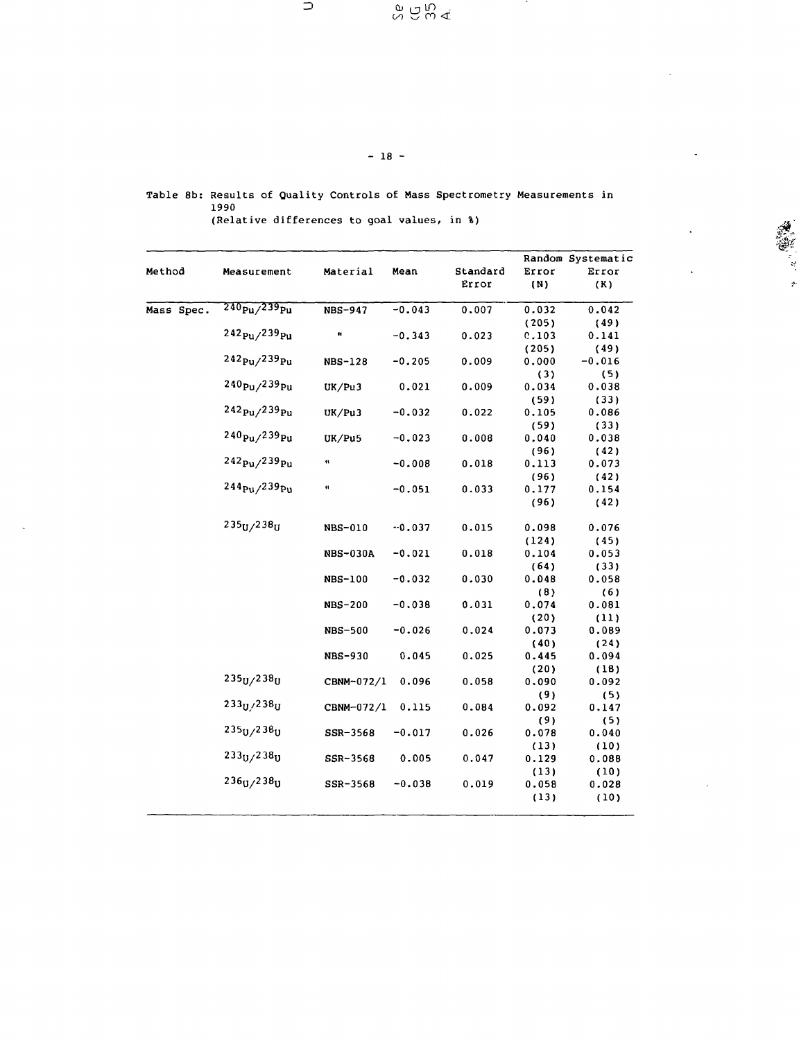Table 8b: Results of Quality Controls of Mass Spectrometry Measurements in 1990
(Relative differences to goal values, in %)

| Method | Measurement | Material | Mean | Standard Error | Random Error (N) | Systematic Error (K) |
|---|---|---|---|---|---|---|
| Mass Spec. | $^{240}Pu/^{239}Pu$ | NBS-947 | -0.043 | 0.007 | 0.032 (205) | 0.042 (49) |
| | $^{242}Pu/^{239}Pu$ | " | -0.343 | 0.023 | 0.103 (205) | 0.141 (49) |
| | $^{242}Pu/^{239}Pu$ | NBS-128 | -0.205 | 0.009 | 0.000 (3) | -0.016 (5) |
| | $^{240}Pu/^{239}Pu$ | UK/Pu3 | 0.021 | 0.009 | 0.034 (59) | 0.038 (33) |
| | $^{242}Pu/^{239}Pu$ | UK/Pu3 | -0.032 | 0.022 | 0.105 (59) | 0.086 (33) |
| | $^{240}Pu/^{239}Pu$ | UK/Pu5 | -0.023 | 0.008 | 0.040 (96) | 0.038 (42) |
| | $^{242}Pu/^{239}Pu$ | " | -0.008 | 0.018 | 0.113 (96) | 0.073 (42) |
| | $^{244}Pu/^{239}Pu$ | " | -0.051 | 0.033 | 0.177 (96) | 0.154 (42) |
| | $^{235}U/^{238}U$ | NBS-010 | -0.037 | 0.015 | 0.098 (124) | 0.076 (45) |
| | | NBS-030A | -0.021 | 0.018 | 0.104 (64) | 0.053 (33) |
| | | NBS-100 | -0.032 | 0.030 | 0.048 (8) | 0.058 (6) |
| | | NBS-200 | -0.038 | 0.031 | 0.074 (20) | 0.081 (11) |
| | | NBS-500 | -0.026 | 0.024 | 0.073 (40) | 0.089 (24) |
| | | NBS-930 | 0.045 | 0.025 | 0.445 (20) | 0.094 (18) |
| | $^{235}U/^{238}U$ | CBNM-072/1 | 0.096 | 0.058 | 0.090 (9) | 0.092 (5) |
| | $^{233}U/^{238}U$ | CBNM-072/1 | 0.115 | 0.084 | 0.092 (9) | 0.147 (5) |
| | $^{235}U/^{238}U$ | SSR-3568 | -0.017 | 0.026 | 0.078 (13) | 0.040 (10) |
| | $^{233}U/^{238}U$ | SSR-3568 | 0.005 | 0.047 | 0.129 (13) | 0.088 (10) |
| | $^{236}U/^{238}U$ | SSR-3568 | -0.038 | 0.019 | 0.058 (13) | 0.028 (10) |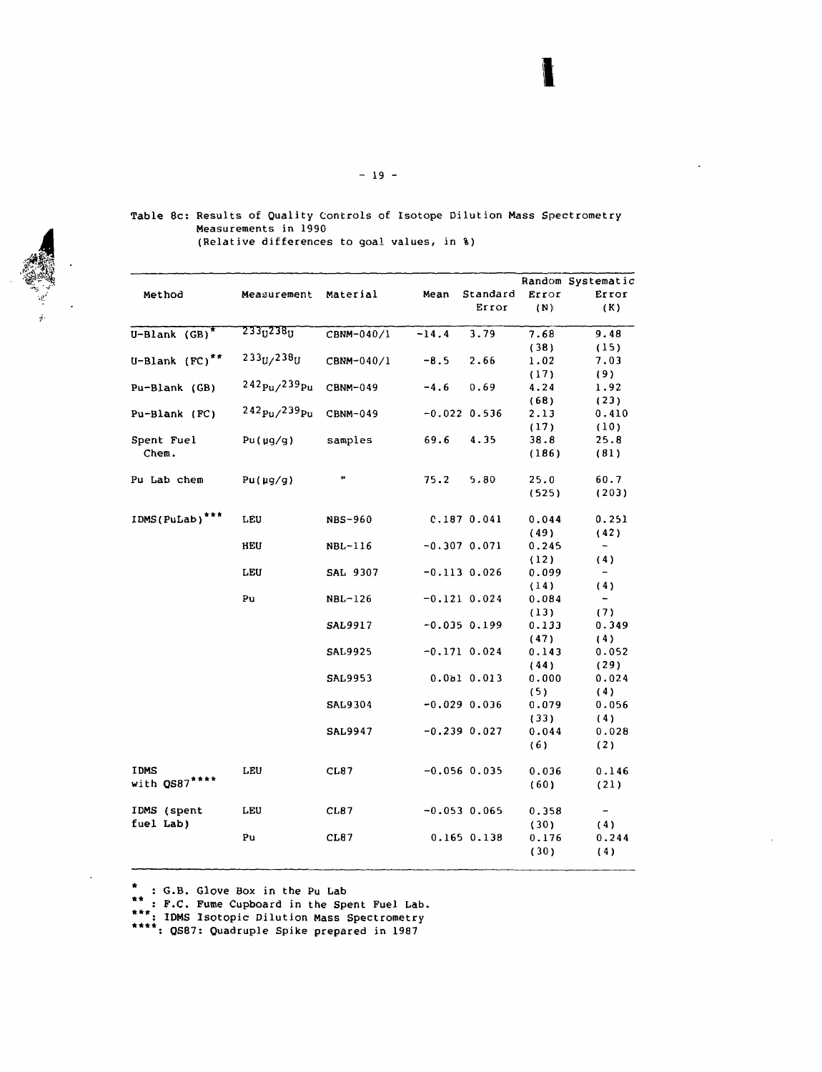Table 8c: Results of Quality Controls of Isotope Dilution Mass Spectrometry Measurements in 1990
(Relative differences to goal values, in %)

| Method | Measurement | Material | Mean | Standard Error | Random Error (N) | Systematic Error (K) |
|---|---|---|---|---|---|---|
| U-Blank (GB)* | $^{233}U/^{238}U$ | CBNM-040/1 | -14.4 | 3.79 | 7.68 (38) | 9.48 (15) |
| U-Blank (FC)** | $^{233}U/^{238}U$ | CBNM-040/1 | -8.5 | 2.66 | 1.02 (17) | 7.03 (9) |
| Pu-Blank (GB) | $^{242}Pu/^{239}Pu$ | CBNM-049 | -4.6 | 0.69 | 4.24 (68) | 1.92 (23) |
| Pu-Blank (FC) | $^{242}Pu/^{239}Pu$ | CBNM-049 | -0.022 | 0.536 | 2.13 (17) | 0.410 (10) |
| Spent Fuel Chem. | Pu(μg/g) | samples | 69.6 | 4.35 | 38.8 (186) | 25.8 (81) |
| Pu Lab chem | Pu(μg/g) | " | 75.2 | 5.80 | 25.0 (525) | 60.7 (203) |
| IDMS(PuLab)*** | LEU | NBS-960 | 0.187 | 0.041 | 0.044 (49) | 0.251 (42) |
| | HEU | NBL-116 | -0.307 | 0.071 | 0.245 (12) | - (4) |
| | LEU | SAL 9307 | -0.113 | 0.026 | 0.099 (14) | - (4) |
| | Pu | NBL-126 | -0.121 | 0.024 | 0.084 (13) | - (7) |
| | | SAL9917 | -0.035 | 0.199 | 0.133 (47) | 0.349 (4) |
| | | SAL9925 | -0.171 | 0.024 | 0.143 (44) | 0.052 (29) |
| | | SAL9953 | 0.081 | 0.013 | 0.000 (5) | 0.024 (4) |
| | | SAL9304 | -0.029 | 0.036 | 0.079 (33) | 0.056 (4) |
| | | SAL9947 | -0.239 | 0.027 | 0.044 (6) | 0.028 (2) |
| IDMS with QS87**** | LEU | CL87 | -0.056 | 0.035 | 0.036 (60) | 0.146 (21) |
| IDMS (spent fuel Lab) | LEU | CL87 | -0.053 | 0.065 | 0.358 (30) | - (4) |
| | Pu | CL87 | 0.165 | 0.138 | 0.176 (30) | 0.244 (4) |

\* : G.B. Glove Box in the Pu Lab
\** : F.C. Fume Cupboard in the Spent Fuel Lab.
\***: IDMS Isotopic Dilution Mass Spectrometry
\****: QS87: Quadruple Spike prepared in 1987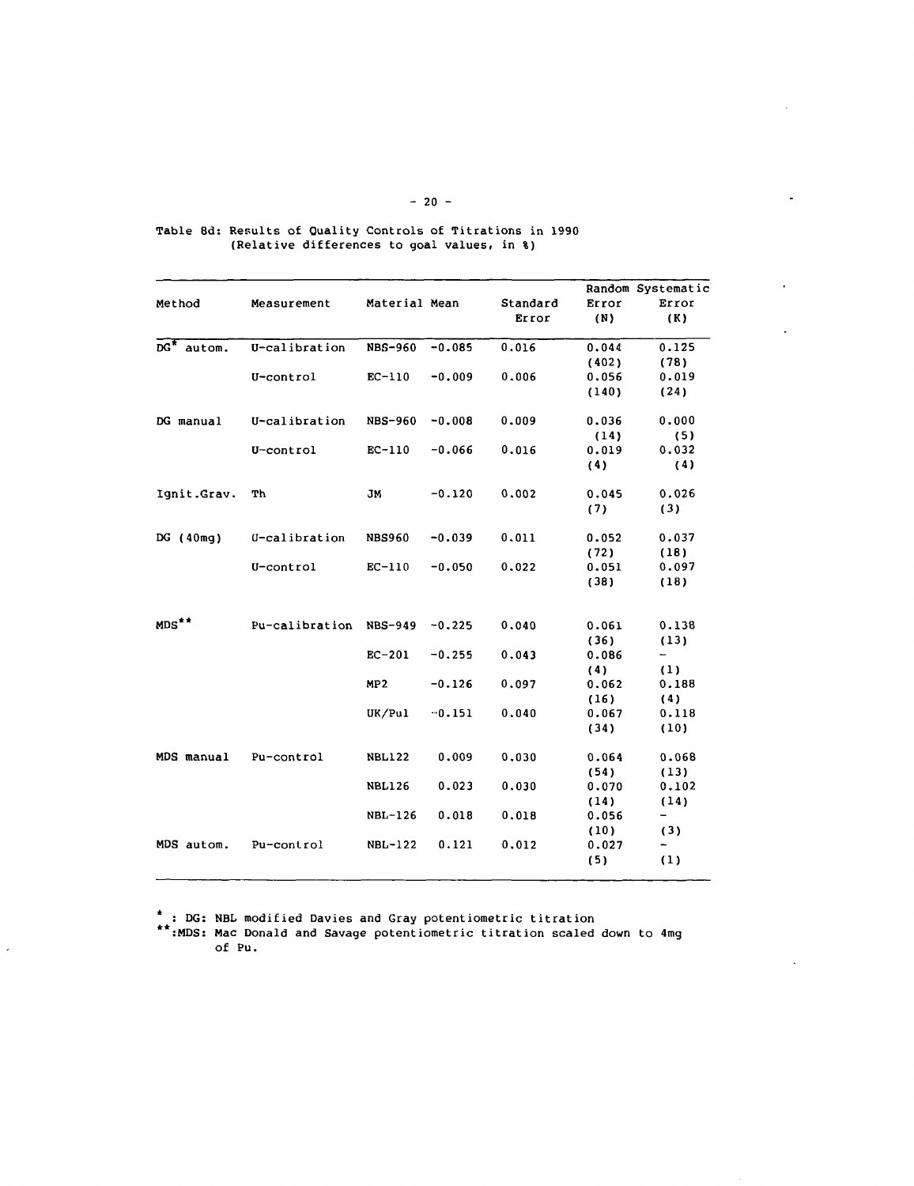Table 8d: Results of Quality Controls of Titrations in 1990
(Relative differences to goal values, in %)

| Method | Measurement | Material | Mean | Standard Error | Random Error (N) | Systematic Error (K) |
|---|---|---|---|---|---|---|
| DG* autom. | U-calibration | NBS-960 | -0.085 | 0.016 | 0.044 (402) | 0.125 (78) |
| | U-control | EC-110 | -0.009 | 0.006 | 0.056 (140) | 0.019 (24) |
| DG manual | U-calibration | NBS-960 | -0.008 | 0.009 | 0.036 (14) | 0.000 (5) |
| | U-control | EC-110 | -0.066 | 0.016 | 0.019 (4) | 0.032 (4) |
| Ignit.Grav. | Th | JM | -0.120 | 0.002 | 0.045 (7) | 0.026 (3) |
| DG (40mg) | U-calibration | NBS960 | -0.039 | 0.011 | 0.052 (72) | 0.037 (18) |
| | U-control | EC-110 | -0.050 | 0.022 | 0.051 (38) | 0.097 (18) |
| MDS** | Pu-calibration | NBS-949 | -0.225 | 0.040 | 0.061 (36) | 0.138 (13) |
| | | EC-201 | -0.255 | 0.043 | 0.086 (4) | - (1) |
| | | MP2 | -0.126 | 0.097 | 0.062 (16) | 0.188 (4) |
| | | UK/Pu1 | -0.151 | 0.040 | 0.067 (34) | 0.118 (10) |
| MDS manual | Pu-control | NBL122 | 0.009 | 0.030 | 0.064 (54) | 0.068 (13) |
| | | NBL126 | 0.023 | 0.030 | 0.070 (14) | 0.102 (14) |
| | | NBL-126 | 0.018 | 0.018 | 0.056 (10) | - (3) |
| MDS autom. | Pu-control | NBL-122 | 0.121 | 0.012 | 0.027 (5) | - (1) |

\* : DG: NBL modified Davies and Gray potentiometric titration

\*\*: MDS: Mac Donald and Savage potentiometric titration scaled down to 4mg of Pu.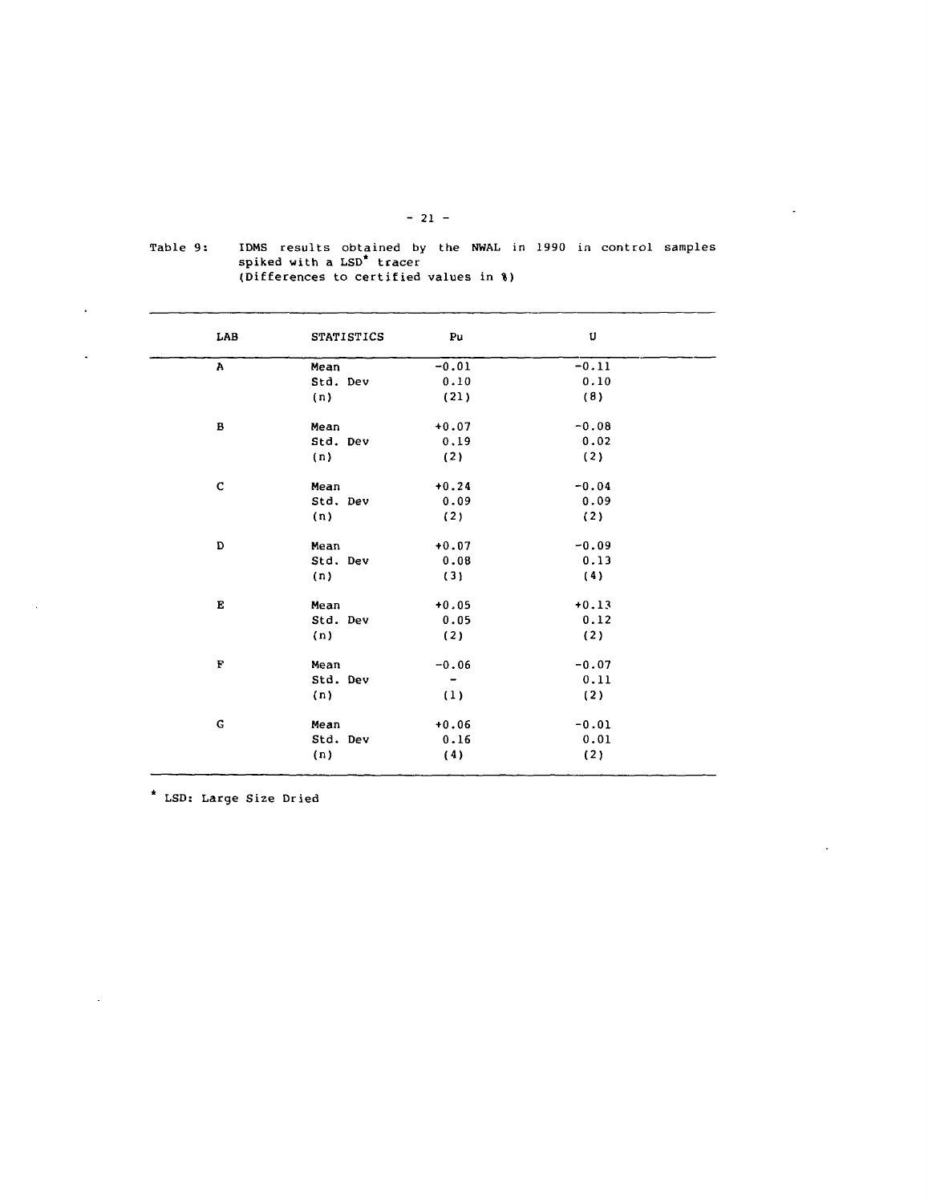Table 9: IDMS results obtained by the NWAL in 1990 in control samples spiked with a LSD* tracer (Differences to certified values in %)

| LAB | STATISTICS | Pu | U |
|---|---|---|---|
| A | Mean | -0.01 | -0.11 |
| | Std. Dev | 0.10 | 0.10 |
| | (n) | (21) | (8) |
| B | Mean | +0.07 | -0.08 |
| | Std. Dev | 0.19 | 0.02 |
| | (n) | (2) | (2) |
| C | Mean | +0.24 | -0.04 |
| | Std. Dev | 0.09 | 0.09 |
| | (n) | (2) | (2) |
| D | Mean | +0.07 | -0.09 |
| | Std. Dev | 0.08 | 0.13 |
| | (n) | (3) | (4) |
| E | Mean | +0.05 | +0.13 |
| | Std. Dev | 0.05 | 0.12 |
| | (n) | (2) | (2) |
| F | Mean | -0.06 | -0.07 |
| | Std. Dev | - | 0.11 |
| | (n) | (1) | (2) |
| G | Mean | +0.06 | -0.01 |
| | Std. Dev | 0.16 | 0.01 |
| | (n) | (4) | (2) |

* LSD: Large Size Dried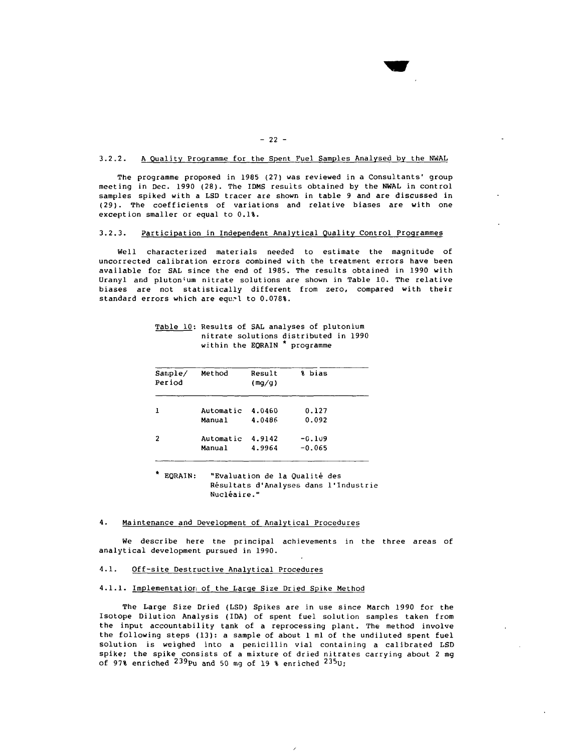### 3.2.2. A Quality Programme for the Spent Fuel Samples Analysed by the NWAL

The programme proposed in 1985 (27) was reviewed in a Consultants' group meeting in Dec. 1990 (28). The IDMS results obtained by the NWAL in control samples spiked with a LSD tracer are shown in table 9 and are discussed in (29). The coefficients of variations and relative biases are with one exception smaller or equal to 0.1%.

### 3.2.3. Participation in Independent Analytical Quality Control Programmes

Well characterized materials needed to estimate the magnitude of uncorrected calibration errors combined with the treatment errors have been available for SAL since the end of 1985. The results obtained in 1990 with Uranyl and plutonium nitrate solutions are shown in Table 10. The relative biases are not statistically different from zero, compared with their standard errors which are equal to 0.078%.

Table 10: Results of SAL analyses of plutonium nitrate solutions distributed in 1990 within the EQRAIN * programme

| Sample/ Period | Method | Result (mg/g) | % bias |
|---|---|---|---|
| 1 | Automatic | 4.0460 | 0.127 |
| | Manual | 4.0486 | 0.092 |
| 2 | Automatic | 4.9142 | -0.109 |
| | Manual | 4.9964 | -0.065 |

\* EQRAIN: "Evaluation de la Qualité des Résultats d'Analyses dans l'Industrie Nucléaire."

## 4. Maintenance and Development of Analytical Procedures

We describe here the principal achievements in the three areas of analytical development pursued in 1990.

### 4.1. Off-site Destructive Analytical Procedures

#### 4.1.1. Implementation of the Large Size Dried Spike Method

The Large Size Dried (LSD) Spikes are in use since March 1990 for the Isotope Dilution Analysis (IDA) of spent fuel solution samples taken from the input accountability tank of a reprocessing plant. The method involve the following steps (13): a sample of about 1 ml of the undiluted spent fuel solution is weighed into a penicillin vial containing a calibrated LSD spike; the spike consists of a mixture of dried nitrates carrying about 2 mg of 97% enriched $^{239}Pu$ and 50 mg of 19 % enriched $^{235}U$;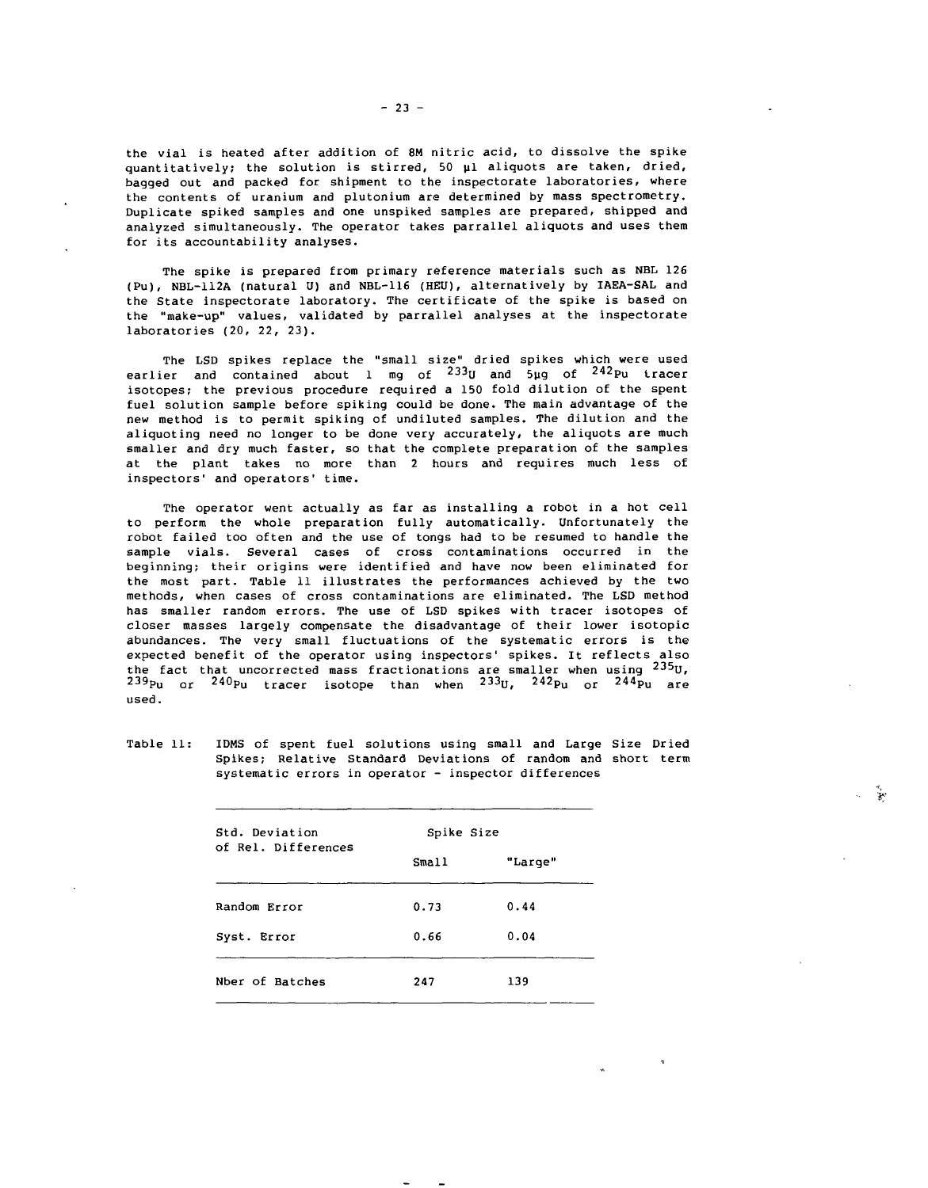the vial is heated after addition of 8M nitric acid, to dissolve the spike quantitatively; the solution is stirred, 50 µl aliquots are taken, dried, bagged out and packed for shipment to the inspectorate laboratories, where the contents of uranium and plutonium are determined by mass spectrometry. Duplicate spiked samples and one unspiked samples are prepared, shipped and analyzed simultaneously. The operator takes parrallel aliquots and uses them for its accountability analyses.

The spike is prepared from primary reference materials such as NBL 126 (Pu), NBL-112A (natural U) and NBL-116 (HEU), alternatively by IAEA-SAL and the State inspectorate laboratory. The certificate of the spike is based on the "make-up" values, validated by parrallel analyses at the inspectorate laboratories (20, 22, 23).

The LSD spikes replace the "small size" dried spikes which were used earlier and contained about 1 mg of $^{233}U$ and 5µg of $^{242}Pu$ tracer isotopes; the previous procedure required a 150 fold dilution of the spent fuel solution sample before spiking could be done. The main advantage of the new method is to permit spiking of undiluted samples. The dilution and the aliquoting need no longer to be done very accurately, the aliquots are much smaller and dry much faster, so that the complete preparation of the samples at the plant takes no more than 2 hours and requires much less of inspectors' and operators' time.

The operator went actually as far as installing a robot in a hot cell to perform the whole preparation fully automatically. Unfortunately the robot failed too often and the use of tongs had to be resumed to handle the sample vials. Several cases of cross contaminations occurred in the beginning; their origins were identified and have now been eliminated for the most part. Table 11 illustrates the performances achieved by the two methods, when cases of cross contaminations are eliminated. The LSD method has smaller random errors. The use of LSD spikes with tracer isotopes of closer masses largely compensate the disadvantage of their lower isotopic abundances. The very small fluctuations of the systematic errors is the expected benefit of the operator using inspectors' spikes. It reflects also the fact that uncorrected mass fractionations are smaller when using $^{235}U$, $^{239}Pu$ or $^{240}Pu$ tracer isotope than when $^{233}U$, $^{242}Pu$ or $^{244}Pu$ are used.

Table 11: IDMS of spent fuel solutions using small and Large Size Dried Spikes; Relative Standard Deviations of random and short term systematic errors in operator - inspector differences

| Std. Deviation of Rel. Differences | Spike Size | |
|---|---|---|
| | Small | "Large" |
| Random Error | 0.73 | 0.44 |
| Syst. Error | 0.66 | 0.04 |
| Nber of Batches | 247 | 139 |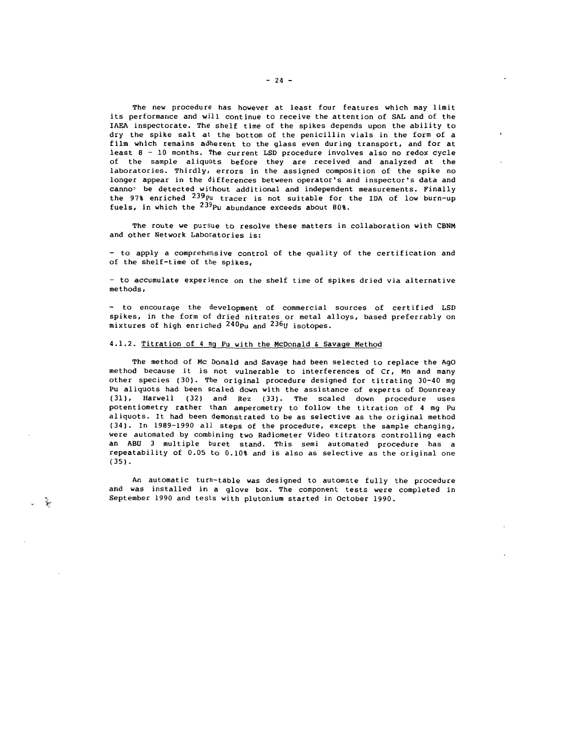The new procedure has however at least four features which may limit its performance and will continue to receive the attention of SAL and of the IAEA inspectorate. The shelf time of the spikes depends upon the ability to dry the spike salt at the bottom of the penicillin vials in the form of a film which remains adherent to the glass even during transport, and for at least 8 - 10 months. The current LSD procedure involves also no redox cycle of the sample aliquots before they are received and analyzed at the laboratories. Thirdly, errors in the assigned composition of the spike no longer appear in the differences between operator's and inspector's data and cannot be detected without additional and independent measurements. Finally the 97% enriched $^{239}Pu$ tracer is not suitable for the IDA of low burn-up fuels, in which the $^{239}Pu$ abundance exceeds about 80%.

The route we pursue to resolve these matters in collaboration with CBNM and other Network Laboratories is:

- to apply a comprehensive control of the quality of the certification and of the shelf-time of the spikes,

- to accumulate experience on the shelf time of spikes dried via alternative methods,

- to encourage the development of commercial sources of certified LSD spikes, in the form of dried nitrates or metal alloys, based preferrably on mixtures of high enriched $^{240}Pu$ and $^{236}U$ isotopes.

#### 4.1.2. Titration of 4 mg Pu with the McDonald & Savage Method

The method of Mc Donald and Savage had been selected to replace the AgO method because it is not vulnerable to interferences of Cr, Mn and many other species (30). The original procedure designed for titrating 30-40 mg Pu aliquots had been scaled down with the assistance of experts of Dounreay (31), Harwell (32) and Rez (33). The scaled down procedure uses potentiometry rather than amperometry to follow the titration of 4 mg Pu aliquots. It had been demonstrated to be as selective as the original method (34). In 1989-1990 all steps of the procedure, except the sample changing, were automated by combining two Radiometer Video titrators controlling each an ABU 3 multiple buret stand. This semi automated procedure has a repeatability of 0.05 to 0.10% and is also as selective as the original one (35).

An automatic turn-table was designed to automate fully the procedure and was installed in a glove box. The component tests were completed in September 1990 and tests with plutonium started in October 1990.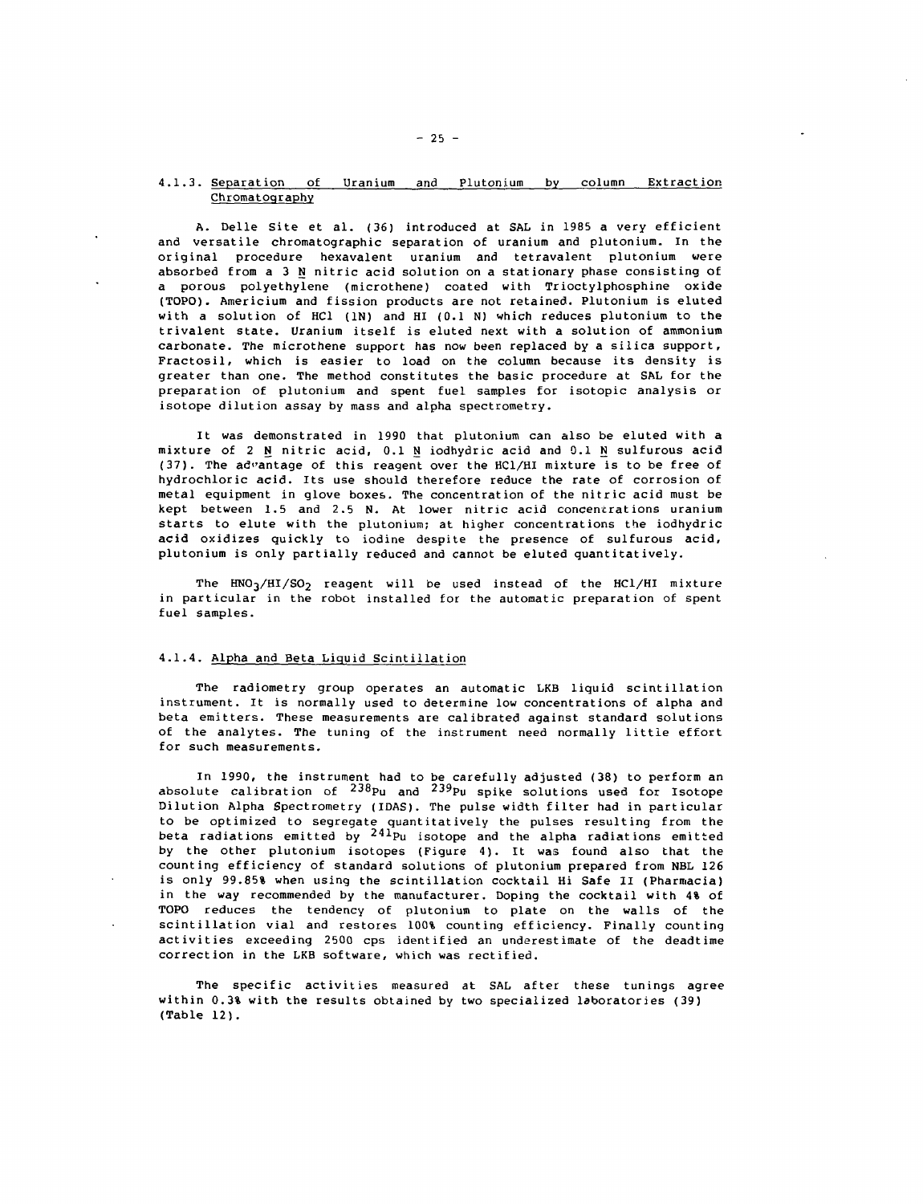### 4.1.3. Separation of Uranium and Plutonium by column Extraction Chromatography

A. Delle Site et al. (36) introduced at SAL in 1985 a very efficient and versatile chromatographic separation of uranium and plutonium. In the original procedure hexavalent uranium and tetravalent plutonium were absorbed from a 3 N nitric acid solution on a stationary phase consisting of a porous polyethylene (microthene) coated with Trioctylphosphine oxide (TOPO). Americium and fission products are not retained. Plutonium is eluted with a solution of HCl (1N) and HI (0.1 N) which reduces plutonium to the trivalent state. Uranium itself is eluted next with a solution of ammonium carbonate. The microthene support has now been replaced by a silica support, Fractosil, which is easier to load on the column because its density is greater than one. The method constitutes the basic procedure at SAL for the preparation of plutonium and spent fuel samples for isotopic analysis or isotope dilution assay by mass and alpha spectrometry.

It was demonstrated in 1990 that plutonium can also be eluted with a mixture of 2 N nitric acid, 0.1 N iodhydric acid and 0.1 N sulfurous acid (37). The advantage of this reagent over the HCl/HI mixture is to be free of hydrochloric acid. Its use should therefore reduce the rate of corrosion of metal equipment in glove boxes. The concentration of the nitric acid must be kept between 1.5 and 2.5 N. At lower nitric acid concentrations uranium starts to elute with the plutonium; at higher concentrations the iodhydric acid oxidizes quickly to iodine despite the presence of sulfurous acid, plutonium is only partially reduced and cannot be eluted quantitatively.

The $HNO_3/HI/SO_2$ reagent will be used instead of the HCl/HI mixture in particular in the robot installed for the automatic preparation of spent fuel samples.

### 4.1.4. Alpha and Beta Liquid Scintillation

The radiometry group operates an automatic LKB liquid scintillation instrument. It is normally used to determine low concentrations of alpha and beta emitters. These measurements are calibrated against standard solutions of the analytes. The tuning of the instrument need normally little effort for such measurements.

In 1990, the instrument had to be carefully adjusted (38) to perform an absolute calibration of $^{238}Pu$ and $^{239}Pu$ spike solutions used for Isotope Dilution Alpha Spectrometry (IDAS). The pulse width filter had in particular to be optimized to segregate quantitatively the pulses resulting from the beta radiations emitted by $^{241}Pu$ isotope and the alpha radiations emitted by the other plutonium isotopes (Figure 4). It was found also that the counting efficiency of standard solutions of plutonium prepared from NBL 126 is only 99.85% when using the scintillation cocktail Hi Safe II (Pharmacia) in the way recommended by the manufacturer. Doping the cocktail with 4% of TOPO reduces the tendency of plutonium to plate on the walls of the scintillation vial and restores 100% counting efficiency. Finally counting activities exceeding 2500 cps identified an underestimate of the deadtime correction in the LKB software, which was rectified.

The specific activities measured at SAL after these tunings agree within 0.3% with the results obtained by two specialized laboratories (39) (Table 12).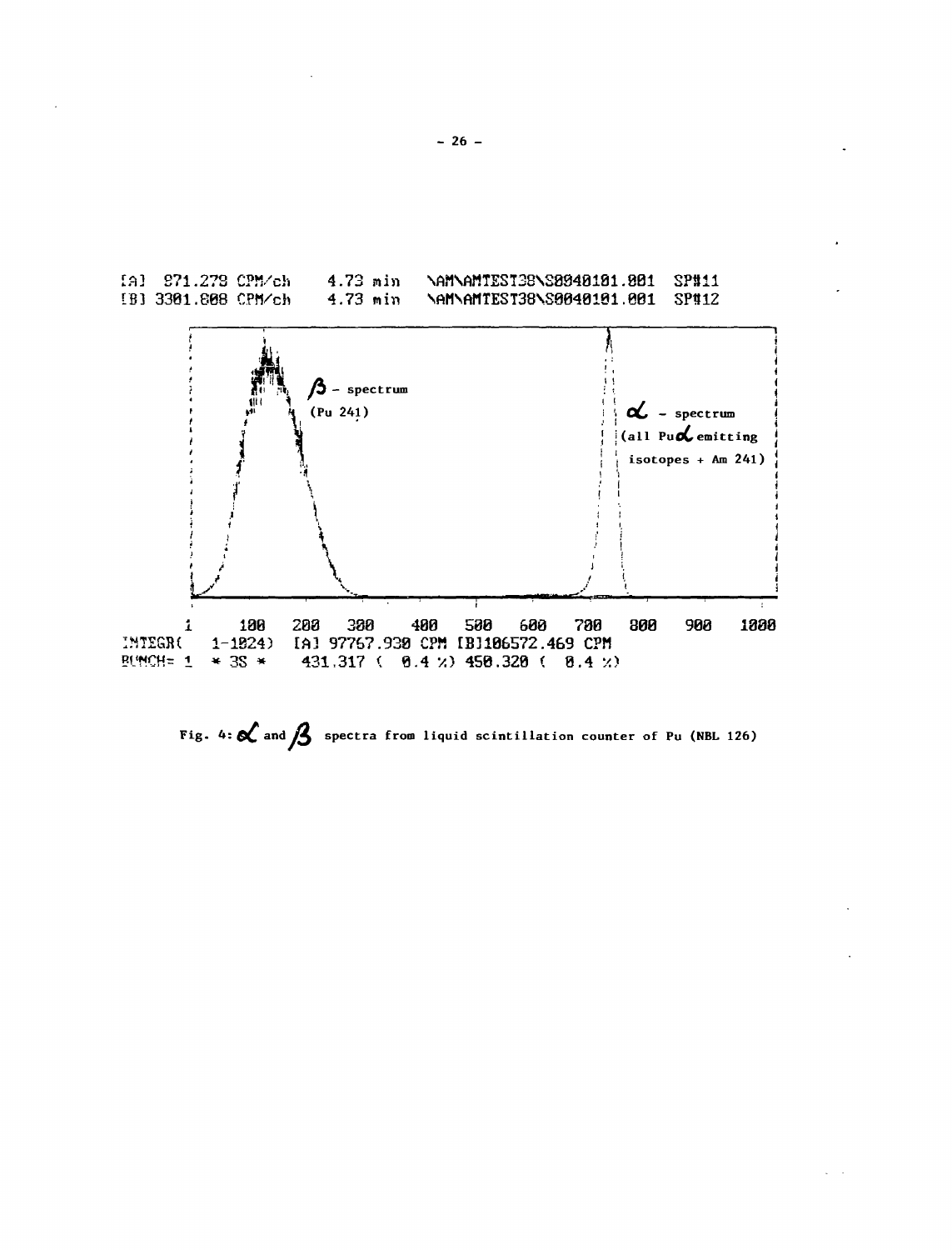[A] 871.279 CPM/ch  4.73 min  \AM\AMTEST38\S0040101.001  SP#11
[B] 3301.008 CPM/ch  4.73 min  \AM\AMTEST38\S0040101.001  SP#12

$\beta$ - spectrum (Pu 241)

$\alpha$ - spectrum (all Pu $\alpha$ emitting isotopes + Am 241)

1  100  200  300  400  500  600  700  800  900  1000

INTEGR(  1-1024)  [A] 97767.930 CPM [B]106572.469 CPM
BUNCH= 1  * 3S *  431.317 ( 0.4 %) 450.320 ( 0.4 %)

Fig. 4: $\alpha$ and $\beta$ spectra from liquid scintillation counter of Pu (NBL 126)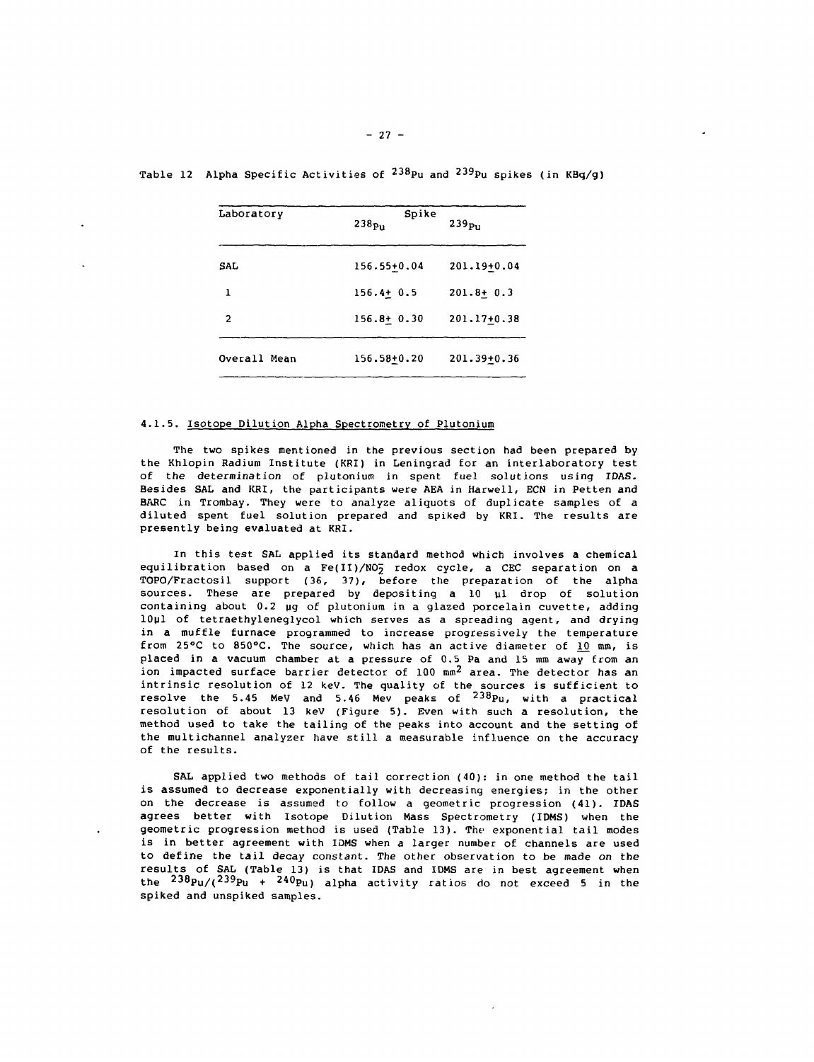Table 12 Alpha Specific Activities of $^{238}Pu$ and $^{239}Pu$ spikes (in KBq/g)

| Laboratory | Spike | |
|---|---|---|
| | $^{238}Pu$ | $^{239}Pu$ |
| SAL | 156.55±0.04 | 201.19±0.04 |
| 1 | 156.4± 0.5 | 201.8± 0.3 |
| 2 | 156.8± 0.30 | 201.17±0.38 |
| Overall Mean | 156.58±0.20 | 201.39±0.36 |

### 4.1.5. Isotope Dilution Alpha Spectrometry of Plutonium

The two spikes mentioned in the previous section had been prepared by the Khlopin Radium Institute (KRI) in Leningrad for an interlaboratory test of the determination of plutonium in spent fuel solutions using IDAS. Besides SAL and KRI, the participants were AEA in Harwell, ECN in Petten and BARC in Trombay. They were to analyze aliquots of duplicate samples of a diluted spent fuel solution prepared and spiked by KRI. The results are presently being evaluated at KRI.

In this test SAL applied its standard method which involves a chemical equilibration based on a Fe(II)/$NO_2^-$ redox cycle, a CEC separation on a TOPO/Fractosil support (36, 37), before the preparation of the alpha sources. These are prepared by depositing a 10 µl drop of solution containing about 0.2 µg of plutonium in a glazed porcelain cuvette, adding 10µl of tetraethyleneglycol which serves as a spreading agent, and drying in a muffle furnace programmed to increase progressively the temperature from 25°C to 850°C. The source, which has an active diameter of 10 mm, is placed in a vacuum chamber at a pressure of 0.5 Pa and 15 mm away from an ion impacted surface barrier detector of 100 $mm^2$ area. The detector has an intrinsic resolution of 12 keV. The quality of the sources is sufficient to resolve the 5.45 MeV and 5.46 Mev peaks of $^{238}Pu$, with a practical resolution of about 13 keV (Figure 5). Even with such a resolution, the method used to take the tailing of the peaks into account and the setting of the multichannel analyzer have still a measurable influence on the accuracy of the results.

SAL applied two methods of tail correction (40): in one method the tail is assumed to decrease exponentially with decreasing energies; in the other on the decrease is assumed to follow a geometric progression (41). IDAS agrees better with Isotope Dilution Mass Spectrometry (IDMS) when the geometric progression method is used (Table 13). The exponential tail modes is in better agreement with IDMS when a larger number of channels are used to define the tail decay constant. The other observation to be made on the results of SAL (Table 13) is that IDAS and IDMS are in best agreement when the $^{238}Pu/(^{239}Pu + ^{240}Pu)$ alpha activity ratios do not exceed 5 in the spiked and unspiked samples.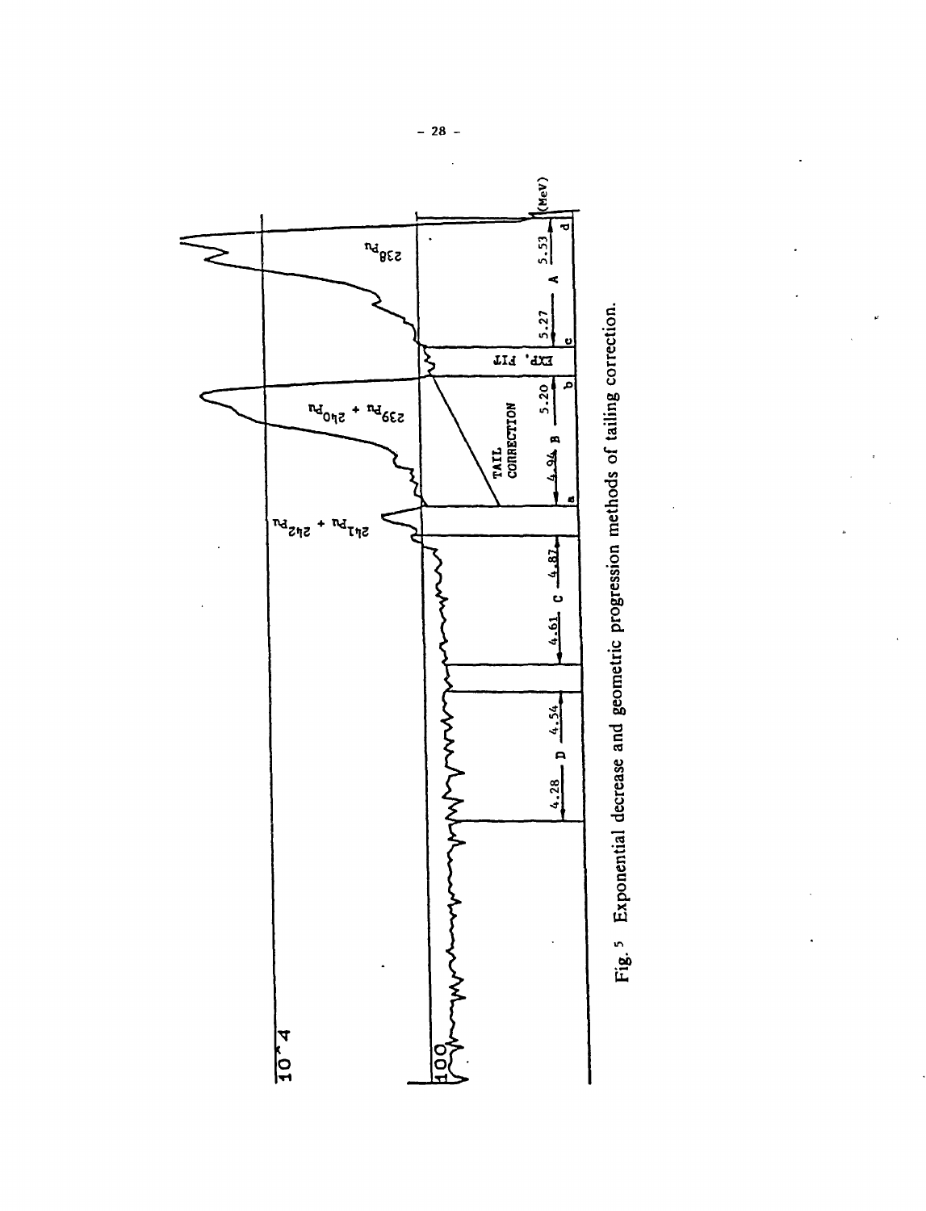Fig. 5 Exponential decrease and geometric progression methods of tailing correction.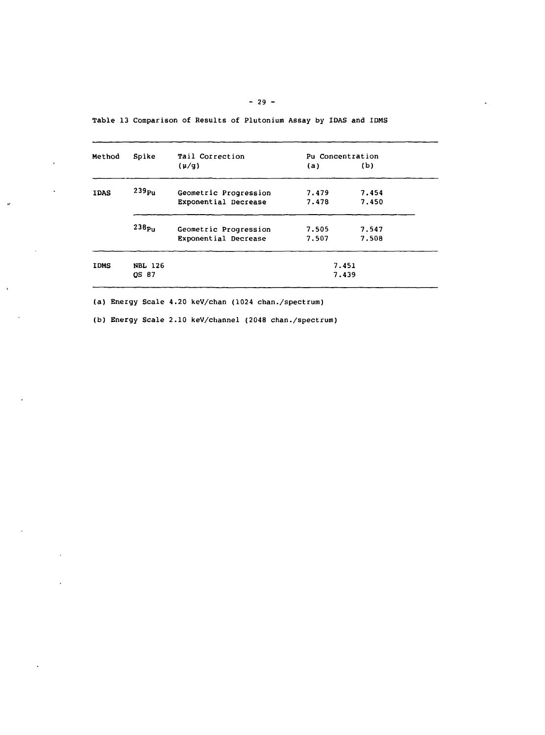Table 13 Comparison of Results of Plutonium Assay by IDAS and IDMS

| Method | Spike | Tail Correction | Pu Concentration ($\mu$/g) (a) | (b) |
|---|---|---|---|---|
| IDAS | $^{239}Pu$ | Geometric Progression | 7.479 | 7.454 |
| | | Exponential Decrease | 7.478 | 7.450 |
| | $^{238}Pu$ | Geometric Progression | 7.505 | 7.547 |
| | | Exponential Decrease | 7.507 | 7.508 |
| IDMS | NBL 126 | | 7.451 | |
| | QS 87 | | 7.439 | |

(a) Energy Scale 4.20 keV/chan (1024 chan./spectrum)

(b) Energy Scale 2.10 keV/channel (2048 chan./spectrum)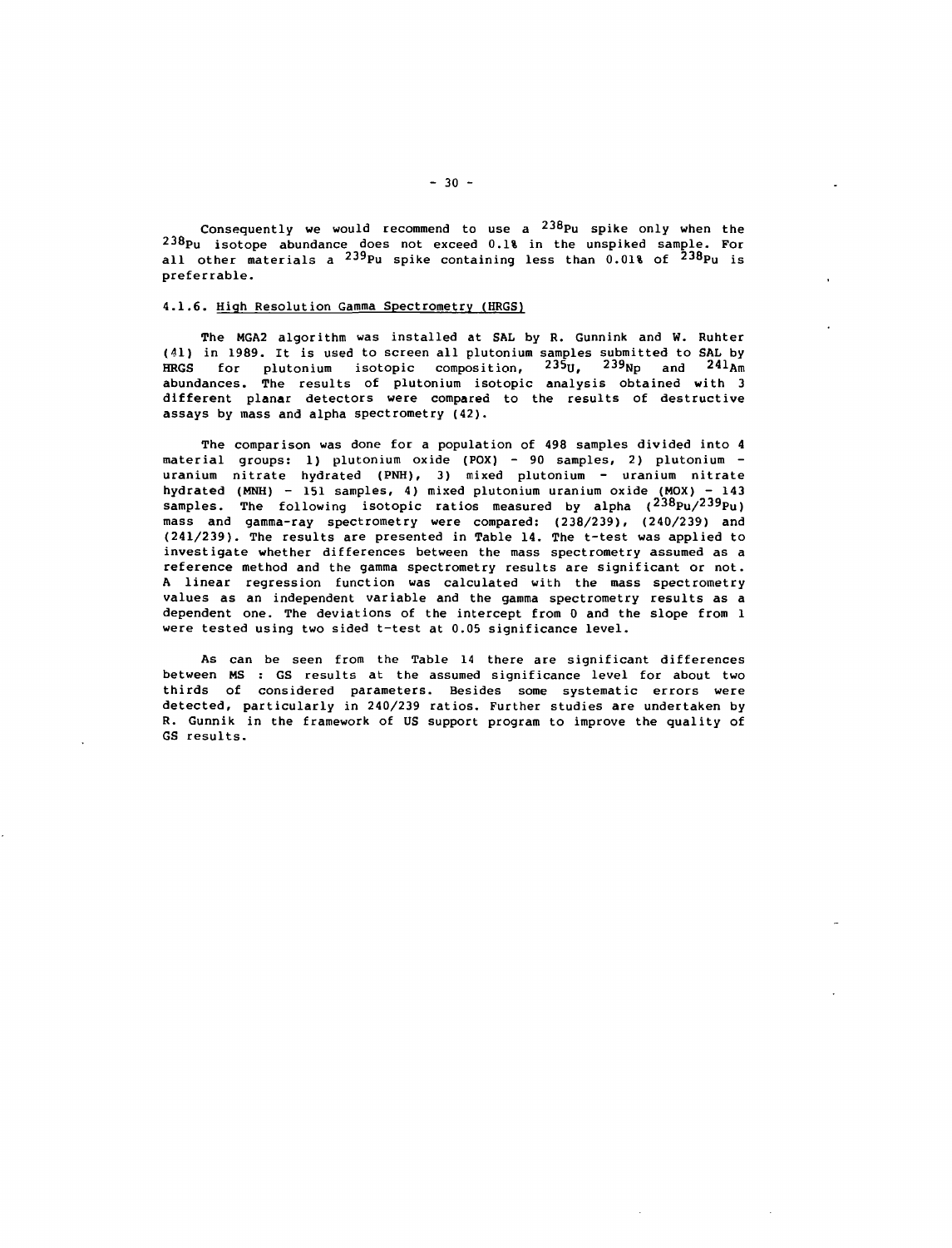Consequently we would recommend to use a $^{238}Pu$ spike only when the $^{238}Pu$ isotope abundance does not exceed 0.1% in the unspiked sample. For all other materials a $^{239}Pu$ spike containing less than 0.01% of $^{238}Pu$ is preferrable.

### 4.1.6. High Resolution Gamma Spectrometry (HRGS)

The MGA2 algorithm was installed at SAL by R. Gunnink and W. Ruhter (41) in 1989. It is used to screen all plutonium samples submitted to SAL by HRGS for plutonium isotopic composition, $^{235}U$, $^{239}Np$ and $^{241}Am$ abundances. The results of plutonium isotopic analysis obtained with 3 different planar detectors were compared to the results of destructive assays by mass and alpha spectrometry (42).

The comparison was done for a population of 498 samples divided into 4 material groups: 1) plutonium oxide (POX) - 90 samples, 2) plutonium - uranium nitrate hydrated (PNH), 3) mixed plutonium - uranium nitrate hydrated (MNH) - 151 samples, 4) mixed plutonium uranium oxide (MOX) - 143 samples. The following isotopic ratios measured by alpha ($^{238}Pu/^{239}Pu$) mass and gamma-ray spectrometry were compared: (238/239), (240/239) and (241/239). The results are presented in Table 14. The t-test was applied to investigate whether differences between the mass spectrometry assumed as a reference method and the gamma spectrometry results are significant or not. A linear regression function was calculated with the mass spectrometry values as an independent variable and the gamma spectrometry results as a dependent one. The deviations of the intercept from 0 and the slope from 1 were tested using two sided t-test at 0.05 significance level.

As can be seen from the Table 14 there are significant differences between MS : GS results at the assumed significance level for about two thirds of considered parameters. Besides some systematic errors were detected, particularly in 240/239 ratios. Further studies are undertaken by R. Gunnik in the framework of US support program to improve the quality of GS results.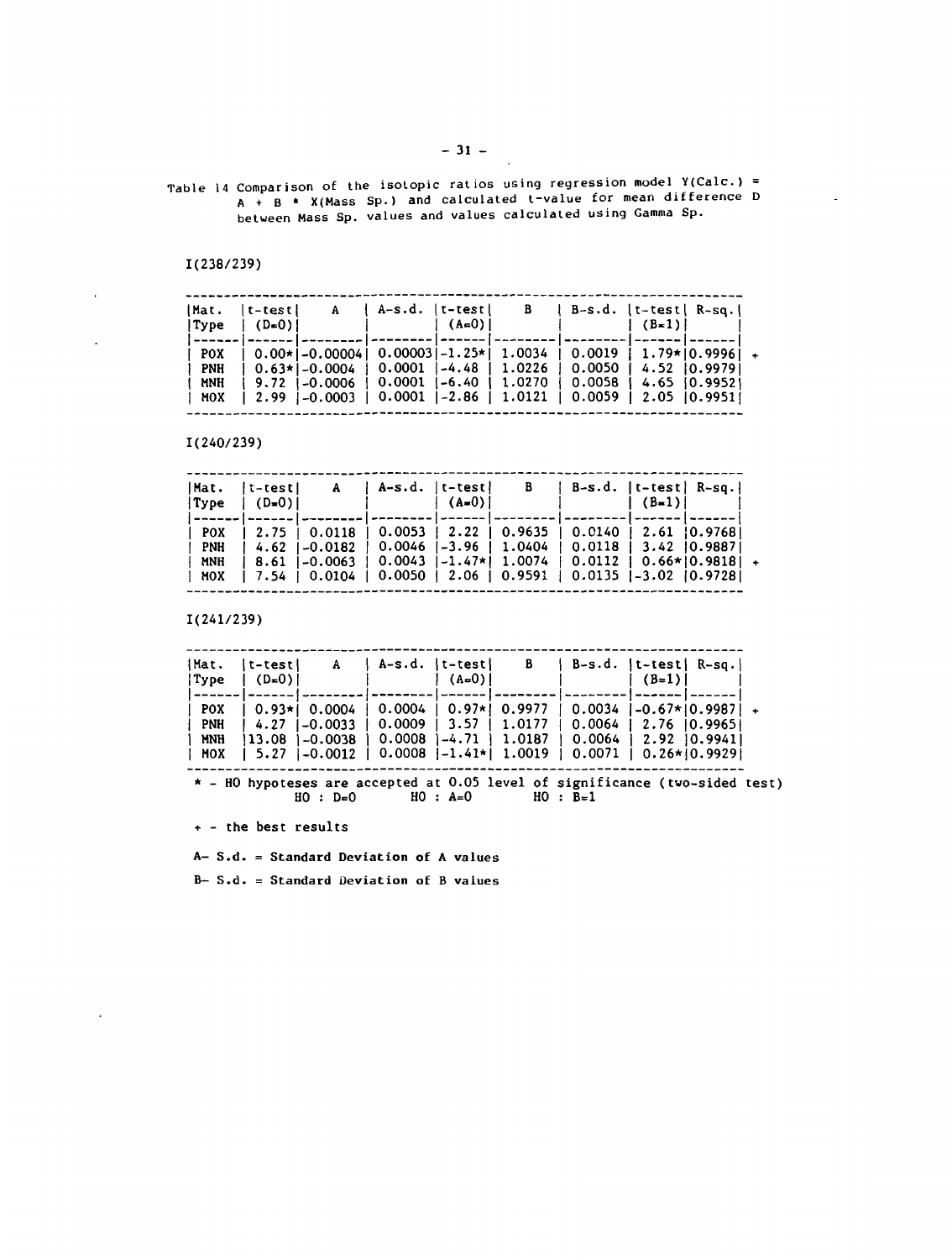Table 14 Comparison of the isotopic ratios using regression model Y(Calc.) = A + B * X(Mass Sp.) and calculated t-value for mean difference D between Mass Sp. values and values calculated using Gamma Sp.

I(238/239)

| Mat. Type | t-test (D=0) | A | A-s.d. | t-test (A=0) | B | B-s.d. | t-test (B=1) | R-sq. | |
|---|---|---|---|---|---|---|---|---|---|
| POX | 0.00* | -0.00004 | 0.00003 | -1.25* | 1.0034 | 0.0019 | 1.79* | 0.9996 | + |
| PNH | 0.63* | -0.0004 | 0.0001 | -4.48 | 1.0226 | 0.0050 | 4.52 | 0.9979 | |
| MNH | 9.72 | -0.0006 | 0.0001 | -6.40 | 1.0270 | 0.0058 | 4.65 | 0.9952 | |
| MOX | 2.99 | -0.0003 | 0.0001 | -2.86 | 1.0121 | 0.0059 | 2.05 | 0.9951 | |

I(240/239)

| Mat. Type | t-test (D=0) | A | A-s.d. | t-test (A=0) | B | B-s.d. | t-test (B=1) | R-sq. | |
|---|---|---|---|---|---|---|---|---|---|
| POX | 2.75 | 0.0118 | 0.0053 | 2.22 | 0.9635 | 0.0140 | 2.61 | 0.9768 | |
| PNH | 4.62 | -0.0182 | 0.0046 | -3.96 | 1.0404 | 0.0118 | 3.42 | 0.9887 | |
| MNH | 8.61 | -0.0063 | 0.0043 | -1.47* | 1.0074 | 0.0112 | 0.66* | 0.9818 | + |
| MOX | 7.54 | 0.0104 | 0.0050 | 2.06 | 0.9591 | 0.0135 | -3.02 | 0.9728 | |

I(241/239)

| Mat. Type | t-test (D=0) | A | A-s.d. | t-test (A=0) | B | B-s.d. | t-test (B=1) | R-sq. | |
|---|---|---|---|---|---|---|---|---|---|
| POX | 0.93* | 0.0004 | 0.0004 | 0.97* | 0.9977 | 0.0034 | -0.67* | 0.9987 | + |
| PNH | 4.27 | -0.0033 | 0.0009 | 3.57 | 1.0177 | 0.0064 | 2.76 | 0.9965 | |
| MNH | 13.08 | -0.0038 | 0.0008 | -4.71 | 1.0187 | 0.0064 | 2.92 | 0.9941 | |
| MOX | 5.27 | -0.0012 | 0.0008 | -1.41* | 1.0019 | 0.0071 | 0.26* | 0.9929 | |

\* - HO hypoteses are accepted at 0.05 level of significance (two-sided test)
HO : D=0 HO : A=0 HO : B=1

\+ - the best results

A- S.d. = Standard Deviation of A values

B- S.d. = Standard Deviation of B values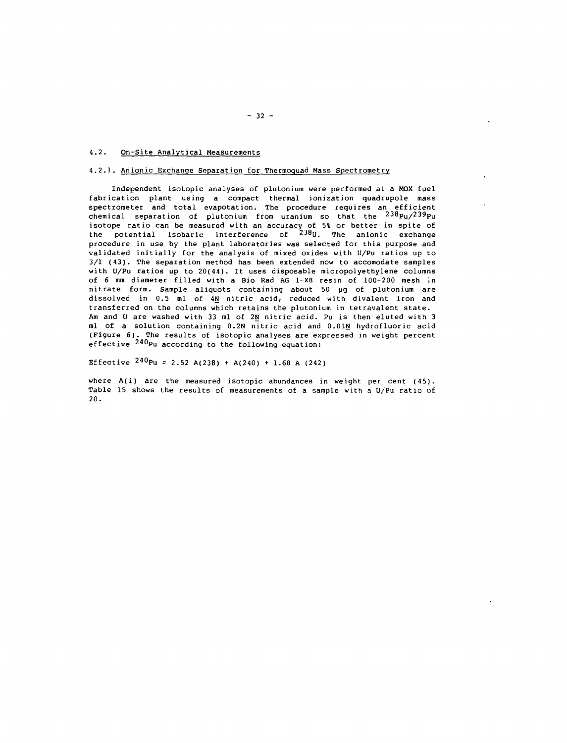### 4.2. On-Site Analytical Measurements

#### 4.2.1. Anionic Exchange Separation for Thermoquad Mass Spectrometry

Independent isotopic analyses of plutonium were performed at a MOX fuel fabrication plant using a compact thermal ionization quadrupole mass spectrometer and total evapotation. The procedure requires an efficient chemical separation of plutonium from uranium so that the $^{238}Pu/^{239}Pu$ isotope ratio can be measured with an accuracy of 5% or better in spite of the potential isobaric interference of $^{238}U$. The anionic exchange procedure in use by the plant laboratories was selected for this purpose and validated initially for the analysis of mixed oxides with U/Pu ratios up to 3/1 (43). The separation method has been extended now to accomodate samples with U/Pu ratios up to 20(44). It uses disposable micropolyethylene columns of 6 mm diameter filled with a Bio Rad AG 1-X8 resin of 100-200 mesh in nitrate form. Sample aliquots containing about 50 µg of plutonium are dissolved in 0.5 ml of 4N nitric acid, reduced with divalent iron and transferred on the columns which retains the plutonium in tetravalent state. Am and U are washed with 33 ml of 2N nitric acid. Pu is then eluted with 3 ml of a solution containing 0.2N nitric acid and 0.01N hydrofluoric acid (Figure 6). The results of isotopic analyses are expressed in weight percent effective $^{240}Pu$ according to the following equation:

$$\text{Effective } ^{240}Pu = 2.52\ A(238) + A(240) + 1.68\ A(242)$$

where A(i) are the measured isotopic abundances in weight per cent (45). Table 15 shows the results of measurements of a sample with a U/Pu ratio of 20.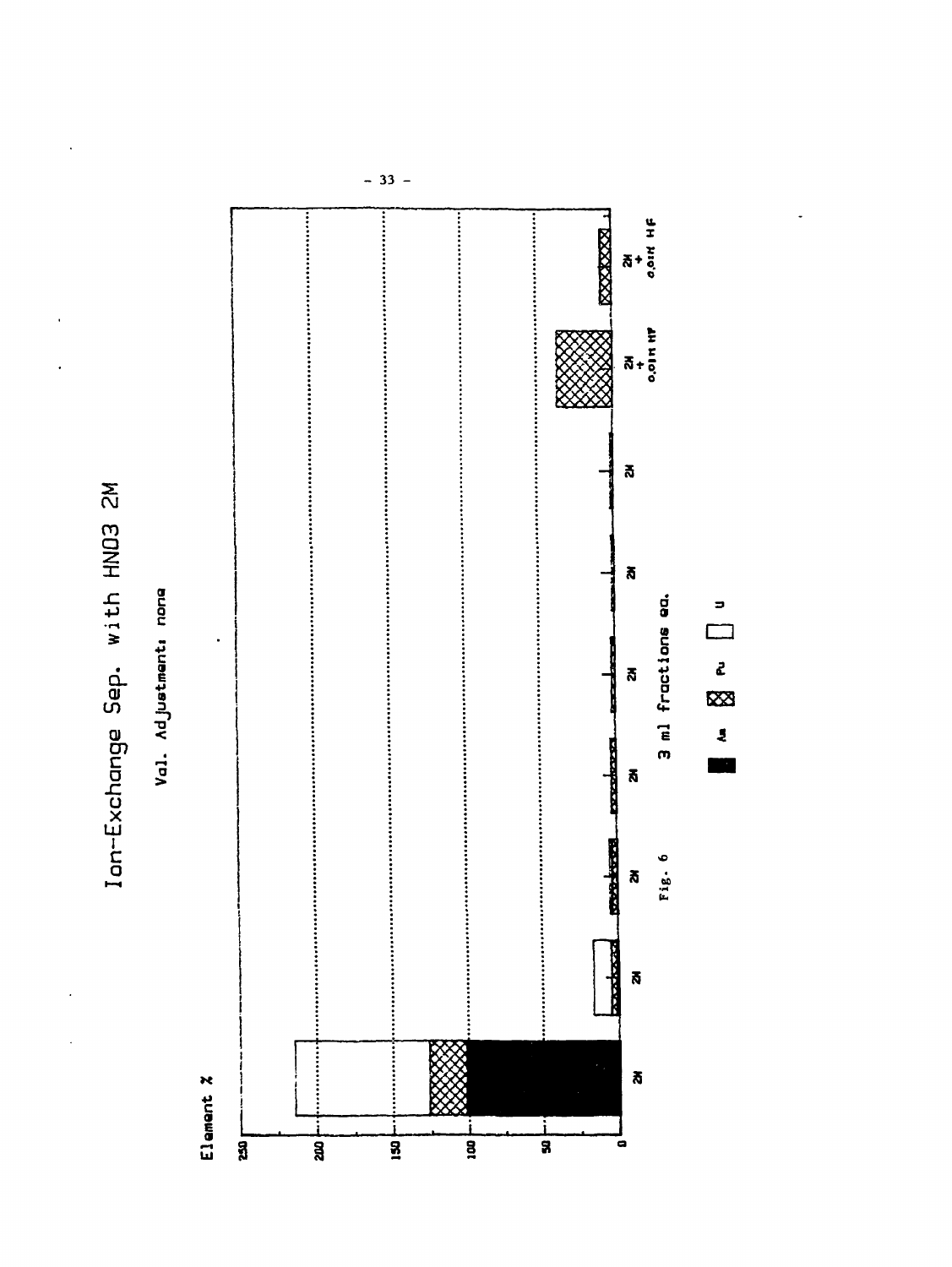# Ion-Exchange Sep. with HNO3 2M

Val. Adjustment: none

Element %

250

200

150

100

50

0

2M 2M 2M 2M 2M 2M 2M 2M + 0.01M HF 2M + 0.01M HF

3 ml fractions ea.

Fig. 6

Am Pu U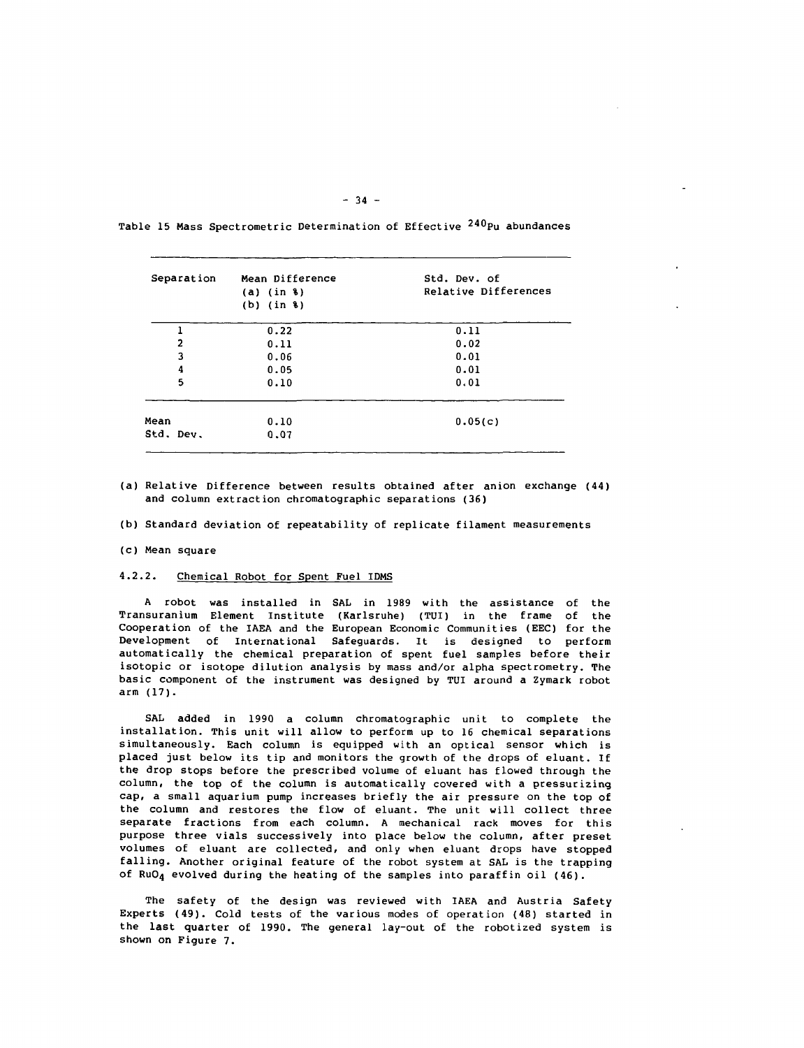Table 15 Mass Spectrometric Determination of Effective $^{240}Pu$ abundances

| Separation | Mean Difference (a) (in %) (b) (in %) | Std. Dev. of Relative Differences |
|---|---|---|
| 1 | 0.22 | 0.11 |
| 2 | 0.11 | 0.02 |
| 3 | 0.06 | 0.01 |
| 4 | 0.05 | 0.01 |
| 5 | 0.10 | 0.01 |
| Mean | 0.10 | 0.05(c) |
| Std. Dev. | 0.07 | |

(a) Relative Difference between results obtained after anion exchange (44) and column extraction chromatographic separations (36)

(b) Standard deviation of repeatability of replicate filament measurements

(c) Mean square

#### 4.2.2. Chemical Robot for Spent Fuel IDMS

A robot was installed in SAL in 1989 with the assistance of the Transuranium Element Institute (Karlsruhe) (TUI) in the frame of the Cooperation of the IAEA and the European Economic Communities (EEC) for the Development of International Safeguards. It is designed to perform automatically the chemical preparation of spent fuel samples before their isotopic or isotope dilution analysis by mass and/or alpha spectrometry. The basic component of the instrument was designed by TUI around a Zymark robot arm (17).

SAL added in 1990 a column chromatographic unit to complete the installation. This unit will allow to perform up to 16 chemical separations simultaneously. Each column is equipped with an optical sensor which is placed just below its tip and monitors the growth of the drops of eluant. If the drop stops before the prescribed volume of eluant has flowed through the column, the top of the column is automatically covered with a pressurizing cap, a small aquarium pump increases briefly the air pressure on the top of the column and restores the flow of eluant. The unit will collect three separate fractions from each column. A mechanical rack moves for this purpose three vials successively into place below the column, after preset volumes of eluant are collected, and only when eluant drops have stopped falling. Another original feature of the robot system at SAL is the trapping of $RuO_4$ evolved during the heating of the samples into paraffin oil (46).

The safety of the design was reviewed with IAEA and Austria Safety Experts (49). Cold tests of the various modes of operation (48) started in the last quarter of 1990. The general lay-out of the robotized system is shown on Figure 7.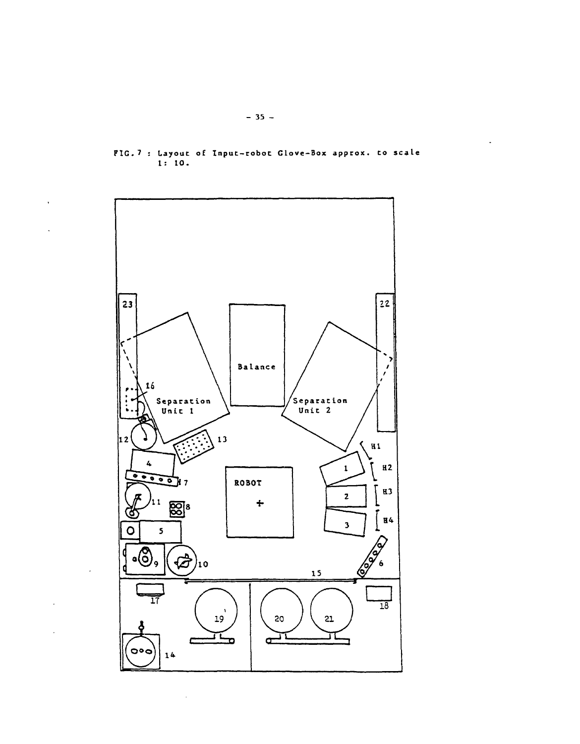FIG. 7 : Layout of Input-robot Glove-Box approx. to scale 1: 10.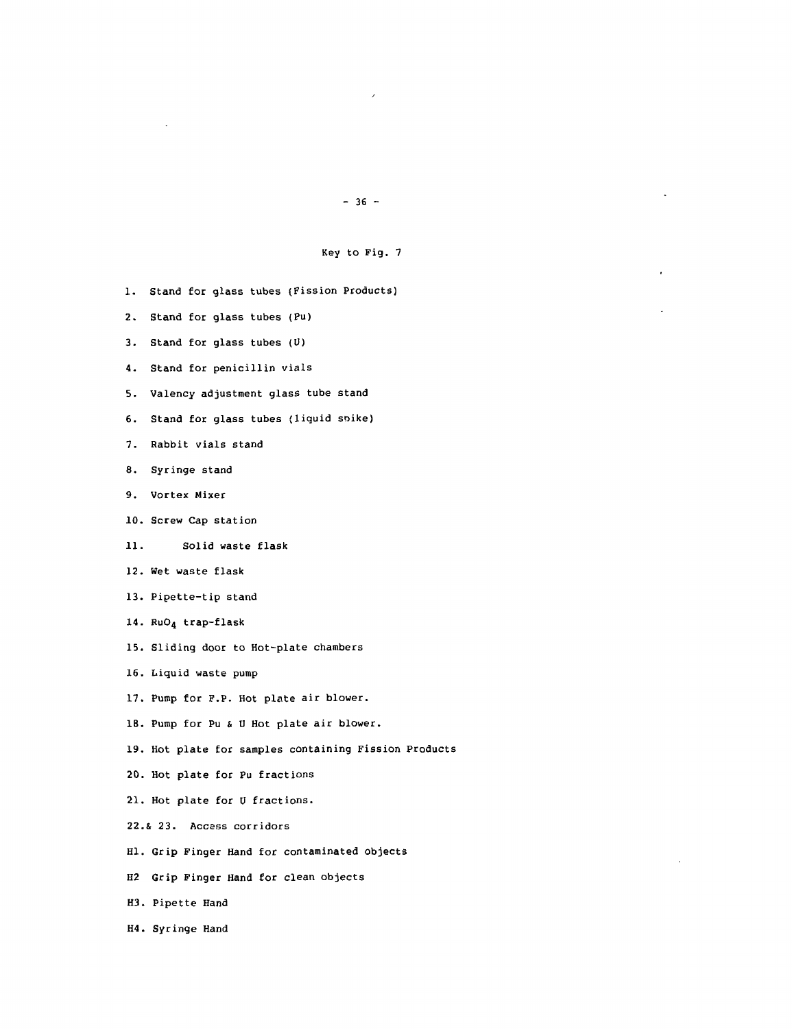Key to Fig. 7

1. Stand for glass tubes (Fission Products)
2. Stand for glass tubes (Pu)
3. Stand for glass tubes (U)
4. Stand for penicillin vials
5. Valency adjustment glass tube stand
6. Stand for glass tubes (liquid spike)
7. Rabbit vials stand
8. Syringe stand
9. Vortex Mixer
10. Screw Cap station
11. Solid waste flask
12. Wet waste flask
13. Pipette-tip stand
14. $RuO_4$ trap-flask
15. Sliding door to Hot-plate chambers
16. Liquid waste pump
17. Pump for F.P. Hot plate air blower.
18. Pump for Pu & U Hot plate air blower.
19. Hot plate for samples containing Fission Products
20. Hot plate for Pu fractions
21. Hot plate for U fractions.

22.& 23. Access corridors

H1. Grip Finger Hand for contaminated objects

H2 Grip Finger Hand for clean objects

H3. Pipette Hand

H4. Syringe Hand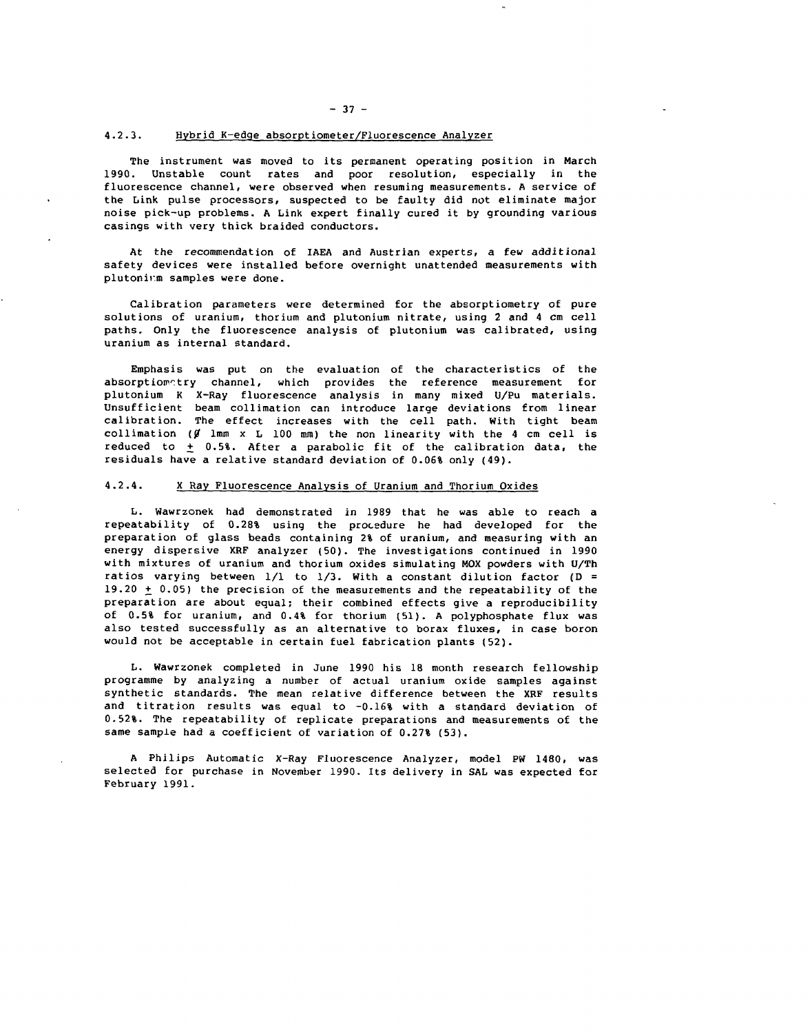### 4.2.3. Hybrid K-edge absorptiometer/Fluorescence Analyzer

The instrument was moved to its permanent operating position in March 1990. Unstable count rates and poor resolution, especially in the fluorescence channel, were observed when resuming measurements. A service of the Link pulse processors, suspected to be faulty did not eliminate major noise pick-up problems. A Link expert finally cured it by grounding various casings with very thick braided conductors.

At the recommendation of IAEA and Austrian experts, a few additional safety devices were installed before overnight unattended measurements with plutonium samples were done.

Calibration parameters were determined for the absorptiometry of pure solutions of uranium, thorium and plutonium nitrate, using 2 and 4 cm cell paths. Only the fluorescence analysis of plutonium was calibrated, using uranium as internal standard.

Emphasis was put on the evaluation of the characteristics of the absorptiometry channel, which provides the reference measurement for plutonium K X-Ray fluorescence analysis in many mixed U/Pu materials. Insufficient beam collimation can introduce large deviations from linear calibration. The effect increases with the cell path. With tight beam collimation (Ø 1mm x L 100 mm) the non linearity with the 4 cm cell is reduced to ± 0.5%. After a parabolic fit of the calibration data, the residuals have a relative standard deviation of 0.06% only (49).

### 4.2.4. X Ray Fluorescence Analysis of Uranium and Thorium Oxides

L. Wawrzonek had demonstrated in 1989 that he was able to reach a repeatability of 0.28% using the procedure he had developed for the preparation of glass beads containing 2% of uranium, and measuring with an energy dispersive XRF analyzer (50). The investigations continued in 1990 with mixtures of uranium and thorium oxides simulating MOX powders with U/Th ratios varying between 1/1 to 1/3. With a constant dilution factor (D = 19.20 ± 0.05) the precision of the measurements and the repeatability of the preparation are about equal; their combined effects give a reproducibility of 0.5% for uranium, and 0.4% for thorium (51). A polyphosphate flux was also tested successfully as an alternative to borax fluxes, in case boron would not be acceptable in certain fuel fabrication plants (52).

L. Wawrzonek completed in June 1990 his 18 month research fellowship programme by analyzing a number of actual uranium oxide samples against synthetic standards. The mean relative difference between the XRF results and titration results was equal to -0.16% with a standard deviation of 0.52%. The repeatability of replicate preparations and measurements of the same sample had a coefficient of variation of 0.27% (53).

A Philips Automatic X-Ray Fluorescence Analyzer, model PW 1480, was selected for purchase in November 1990. Its delivery in SAL was expected for February 1991.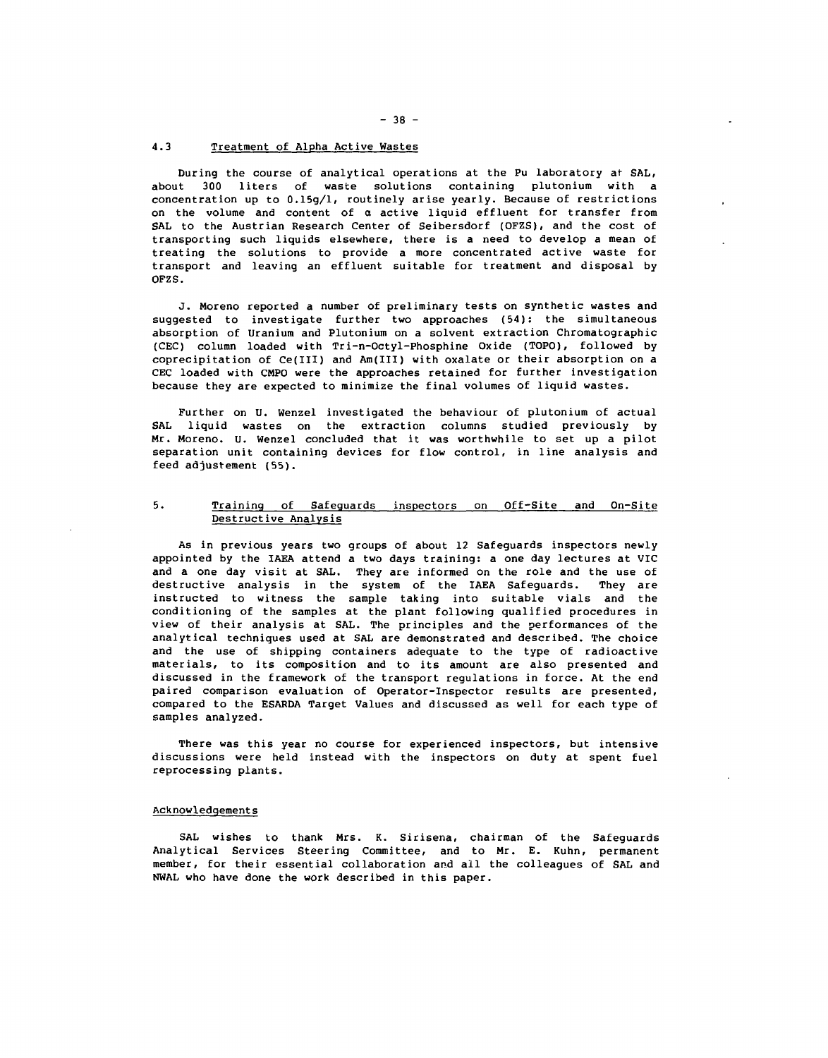### 4.3 Treatment of Alpha Active Wastes

During the course of analytical operations at the Pu laboratory at SAL, about 300 liters of waste solutions containing plutonium with a concentration up to 0.15g/l, routinely arise yearly. Because of restrictions on the volume and content of α active liquid effluent for transfer from SAL to the Austrian Research Center of Seibersdorf (OFZS), and the cost of transporting such liquids elsewhere, there is a need to develop a mean of treating the solutions to provide a more concentrated active waste for transport and leaving an effluent suitable for treatment and disposal by OFZS.

J. Moreno reported a number of preliminary tests on synthetic wastes and suggested to investigate further two approaches (54): the simultaneous absorption of Uranium and Plutonium on a solvent extraction Chromatographic (CEC) column loaded with Tri-n-Octyl-Phosphine Oxide (TOPO), followed by coprecipitation of Ce(III) and Am(III) with oxalate or their absorption on a CEC loaded with CMPO were the approaches retained for further investigation because they are expected to minimize the final volumes of liquid wastes.

Further on U. Wenzel investigated the behaviour of plutonium of actual SAL liquid wastes on the extraction columns studied previously by Mr. Moreno. U. Wenzel concluded that it was worthwhile to set up a pilot separation unit containing devices for flow control, in line analysis and feed adjustement (55).

## 5. Training of Safeguards inspectors on Off-Site and On-Site Destructive Analysis

As in previous years two groups of about 12 Safeguards inspectors newly appointed by the IAEA attend a two days training: a one day lectures at VIC and a one day visit at SAL. They are informed on the role and the use of destructive analysis in the system of the IAEA Safeguards. They are instructed to witness the sample taking into suitable vials and the conditioning of the samples at the plant following qualified procedures in view of their analysis at SAL. The principles and the performances of the analytical techniques used at SAL are demonstrated and described. The choice and the use of shipping containers adequate to the type of radioactive materials, to its composition and to its amount are also presented and discussed in the framework of the transport regulations in force. At the end paired comparison evaluation of Operator-Inspector results are presented, compared to the ESARDA Target Values and discussed as well for each type of samples analyzed.

There was this year no course for experienced inspectors, but intensive discussions were held instead with the inspectors on duty at spent fuel reprocessing plants.

### Acknowledgements

SAL wishes to thank Mrs. K. Sirisena, chairman of the Safeguards Analytical Services Steering Committee, and to Mr. E. Kuhn, permanent member, for their essential collaboration and all the colleagues of SAL and NWAL who have done the work described in this paper.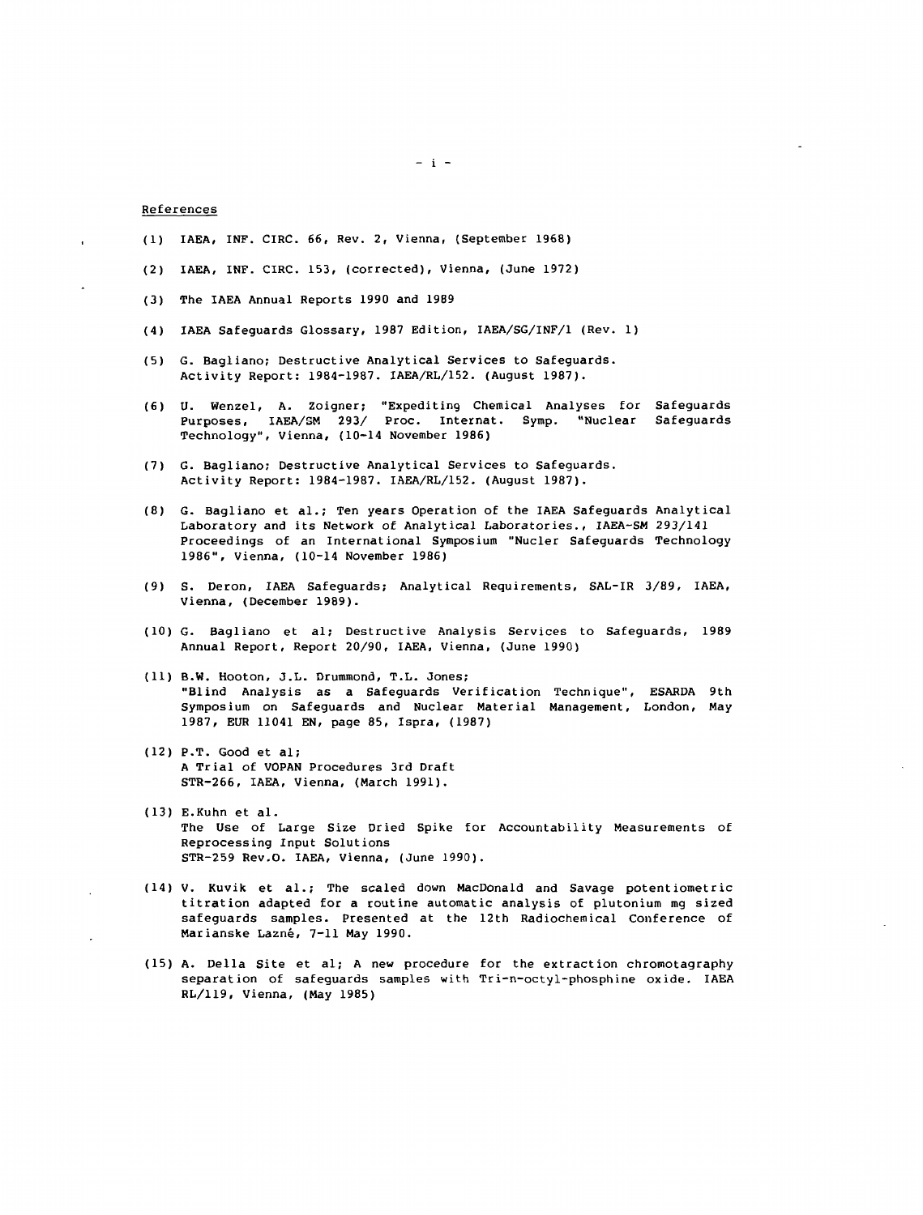References

(1) IAEA, INF. CIRC. 66, Rev. 2, Vienna, (September 1968)

(2) IAEA, INF. CIRC. 153, (corrected), Vienna, (June 1972)

(3) The IAEA Annual Reports 1990 and 1989

(4) IAEA Safeguards Glossary, 1987 Edition, IAEA/SG/INF/1 (Rev. 1)

(5) G. Bagliano; Destructive Analytical Services to Safeguards. Activity Report: 1984-1987. IAEA/RL/152. (August 1987).

(6) U. Wenzel, A. Zoigner; "Expediting Chemical Analyses for Safeguards Purposes, IAEA/SM 293/ Proc. Internat. Symp. "Nuclear Safeguards Technology", Vienna, (10-14 November 1986)

(7) G. Bagliano; Destructive Analytical Services to Safeguards. Activity Report: 1984-1987. IAEA/RL/152. (August 1987).

(8) G. Bagliano et al.; Ten years Operation of the IAEA Safeguards Analytical Laboratory and its Network of Analytical Laboratories., IAEA-SM 293/141 Proceedings of an International Symposium "Nucler Safeguards Technology 1986", Vienna, (10-14 November 1986)

(9) S. Deron, IAEA Safeguards; Analytical Requirements, SAL-IR 3/89, IAEA, Vienna, (December 1989).

(10) G. Bagliano et al; Destructive Analysis Services to Safeguards, 1989 Annual Report, Report 20/90, IAEA, Vienna, (June 1990)

(11) B.W. Hooton, J.L. Drummond, T.L. Jones; "Blind Analysis as a Safeguards Verification Technique", ESARDA 9th Symposium on Safeguards and Nuclear Material Management, London, May 1987, EUR 11041 EN, page 85, Ispra, (1987)

(12) P.T. Good et al; A Trial of VOPAN Procedures 3rd Draft STR-266, IAEA, Vienna, (March 1991).

(13) E.Kuhn et al. The Use of Large Size Dried Spike for Accountability Measurements of Reprocessing Input Solutions STR-259 Rev.O. IAEA, Vienna, (June 1990).

(14) V. Kuvik et al.; The scaled down MacDonald and Savage potentiometric titration adapted for a routine automatic analysis of plutonium mg sized safeguards samples. Presented at the 12th Radiochemical Conference of Marianske Lazné, 7-11 May 1990.

(15) A. Della Site et al; A new procedure for the extraction chromotagraphy separation of safeguards samples with Tri-n-octyl-phosphine oxide. IAEA RL/119, Vienna, (May 1985)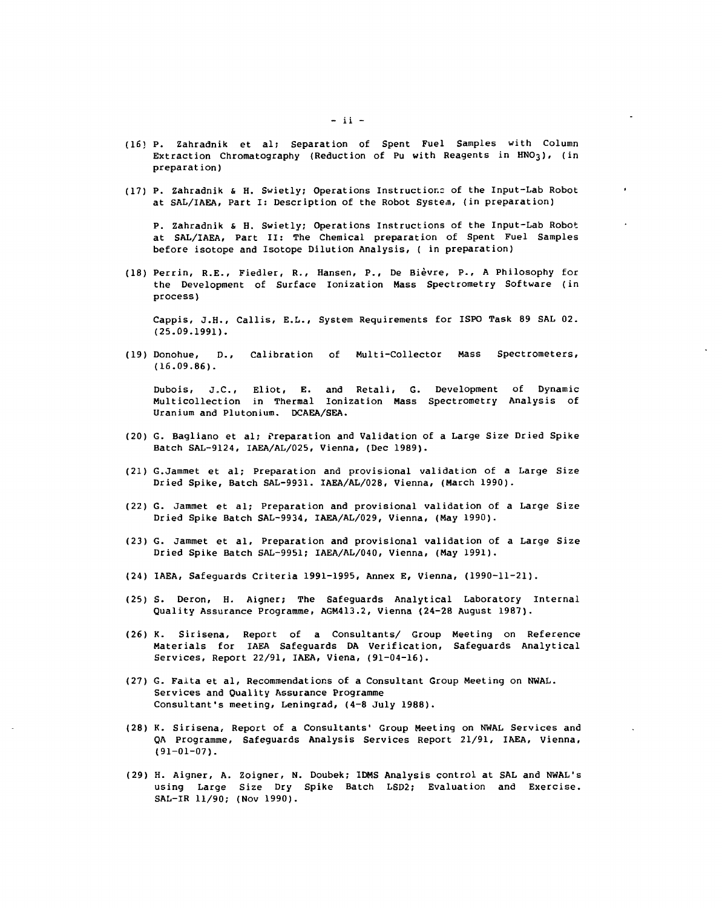(16) P. Zahradnik et al; Separation of Spent Fuel Samples with Column Extraction Chromatography (Reduction of Pu with Reagents in $HNO_3$), (in preparation)

(17) P. Zahradnik & H. Swietly; Operations Instructions of the Input-Lab Robot at SAL/IAEA, Part I: Description of the Robot System, (in preparation)

P. Zahradnik & H. Swietly; Operations Instructions of the Input-Lab Robot at SAL/IAEA, Part II: The Chemical preparation of Spent Fuel Samples before isotope and Isotope Dilution Analysis, ( in preparation)

(18) Perrin, R.E., Fiedler, R., Hansen, P., De Bièvre, P., A Philosophy for the Development of Surface Ionization Mass Spectrometry Software (in process)

Cappis, J.H., Callis, E.L., System Requirements for ISPO Task 89 SAL 02. (25.09.1991).

(19) Donohue, D., Calibration of Multi-Collector Mass Spectrometers, (16.09.86).

Dubois, J.C., Eliot, E. and Retali, G. Development of Dynamic Multicollection in Thermal Ionization Mass Spectrometry Analysis of Uranium and Plutonium. DCAEA/SEA.

(20) G. Bagliano et al; Preparation and Validation of a Large Size Dried Spike Batch SAL-9124, IAEA/AL/025, Vienna, (Dec 1989).

(21) G.Jammet et al; Preparation and provisional validation of a Large Size Dried Spike, Batch SAL-9931. IAEA/AL/028, Vienna, (March 1990).

(22) G. Jammet et al; Preparation and provisional validation of a Large Size Dried Spike Batch SAL-9934, IAEA/AL/029, Vienna, (May 1990).

(23) G. Jammet et al, Preparation and provisional validation of a Large Size Dried Spike Batch SAL-9951; IAEA/AL/040, Vienna, (May 1991).

(24) IAEA, Safeguards Criteria 1991-1995, Annex E, Vienna, (1990-11-21).

(25) S. Deron, H. Aigner; The Safeguards Analytical Laboratory Internal Quality Assurance Programme, AGM413.2, Vienna (24-28 August 1987).

(26) K. Sirisena, Report of a Consultants/ Group Meeting on Reference Materials for IAEA Safeguards DA Verification, Safeguards Analytical Services, Report 22/91, IAEA, Viena, (91-04-16).

(27) G. Falta et al, Recommendations of a Consultant Group Meeting on NWAL. Services and Quality Assurance Programme Consultant's meeting, Leningrad, (4-8 July 1988).

(28) K. Sirisena, Report of a Consultants' Group Meeting on NWAL Services and QA Programme, Safeguards Analysis Services Report 21/91, IAEA, Vienna, (91-01-07).

(29) H. Aigner, A. Zoigner, N. Doubek; IDMS Analysis control at SAL and NWAL's using Large Size Dry Spike Batch LSD2; Evaluation and Exercise. SAL-IR 11/90; (Nov 1990).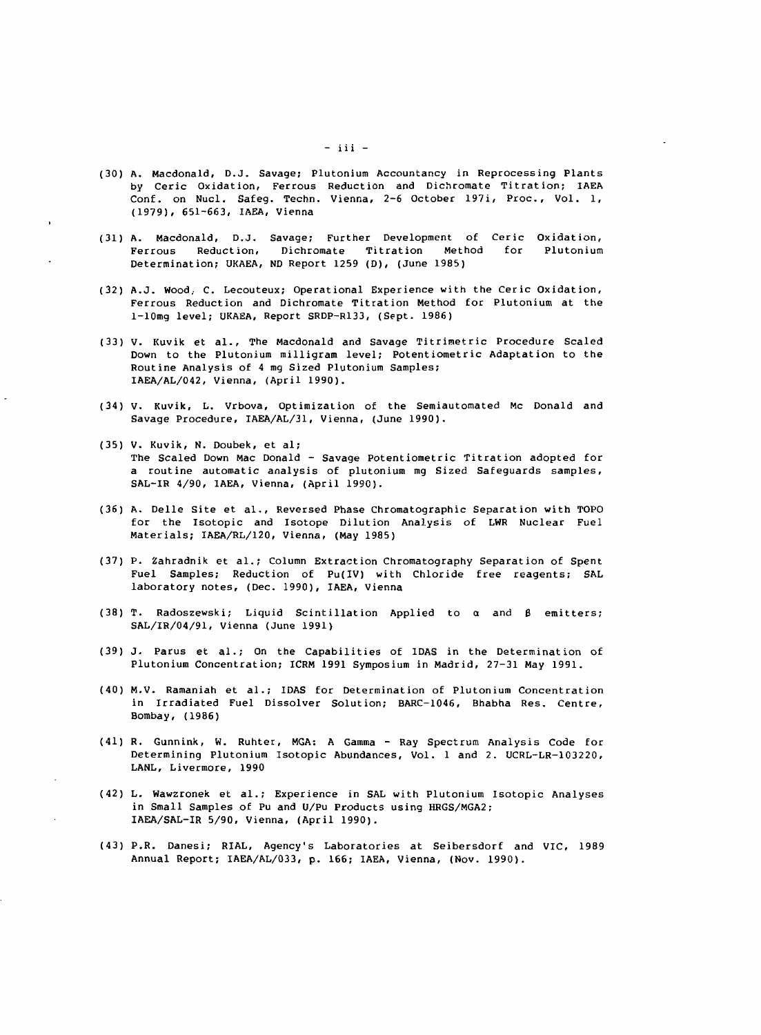(30) A. Macdonald, D.J. Savage; Plutonium Accountancy in Reprocessing Plants by Ceric Oxidation, Ferrous Reduction and Dichromate Titration; IAEA Conf. on Nucl. Safeg. Techn. Vienna, 2-6 October 197i, Proc., Vol. 1, (1979), 651-663, IAEA, Vienna

(31) A. Macdonald, D.J. Savage; Further Development of Ceric Oxidation, Ferrous Reduction, Dichromate Titration Method for Plutonium Determination; UKAEA, ND Report 1259 (D), (June 1985)

(32) A.J. Wood, C. Lecouteux; Operational Experience with the Ceric Oxidation, Ferrous Reduction and Dichromate Titration Method for Plutonium at the 1-10mg level; UKAEA, Report SRDP-R133, (Sept. 1986)

(33) V. Kuvik et al., The Macdonald and Savage Titrimetric Procedure Scaled Down to the Plutonium milligram level; Potentiometric Adaptation to the Routine Analysis of 4 mg Sized Plutonium Samples; IAEA/AL/042, Vienna, (April 1990).

(34) V. Kuvik, L. Vrbova, Optimization of the Semiautomated Mc Donald and Savage Procedure, IAEA/AL/31, Vienna, (June 1990).

(35) V. Kuvik, N. Doubek, et al; The Scaled Down Mac Donald - Savage Potentiometric Titration adopted for a routine automatic analysis of plutonium mg Sized Safeguards samples, SAL-IR 4/90, IAEA, Vienna, (April 1990).

(36) A. Delle Site et al., Reversed Phase Chromatographic Separation with TOPO for the Isotopic and Isotope Dilution Analysis of LWR Nuclear Fuel Materials; IAEA/RL/120, Vienna, (May 1985)

(37) P. Zahradnik et al.; Column Extraction Chromatography Separation of Spent Fuel Samples; Reduction of Pu(IV) with Chloride free reagents; SAL laboratory notes, (Dec. 1990), IAEA, Vienna

(38) T. Radoszewski; Liquid Scintillation Applied to $\alpha$ and $\beta$ emitters; SAL/IR/04/91, Vienna (June 1991)

(39) J. Parus et al.; On the Capabilities of IDAS in the Determination of Plutonium Concentration; ICRM 1991 Symposium in Madrid, 27-31 May 1991.

(40) M.V. Ramaniah et al.; IDAS for Determination of Plutonium Concentration in Irradiated Fuel Dissolver Solution; BARC-1046, Bhabha Res. Centre, Bombay, (1986)

(41) R. Gunnink, W. Ruhter, MGA: A Gamma - Ray Spectrum Analysis Code for Determining Plutonium Isotopic Abundances, Vol. 1 and 2. UCRL-LR-103220, LANL, Livermore, 1990

(42) L. Wawzronek et al.; Experience in SAL with Plutonium Isotopic Analyses in Small Samples of Pu and U/Pu Products using HRGS/MGA2; IAEA/SAL-IR 5/90, Vienna, (April 1990).

(43) P.R. Danesi; RIAL, Agency's Laboratories at Seibersdorf and VIC, 1989 Annual Report; IAEA/AL/033, p. 166; IAEA, Vienna, (Nov. 1990).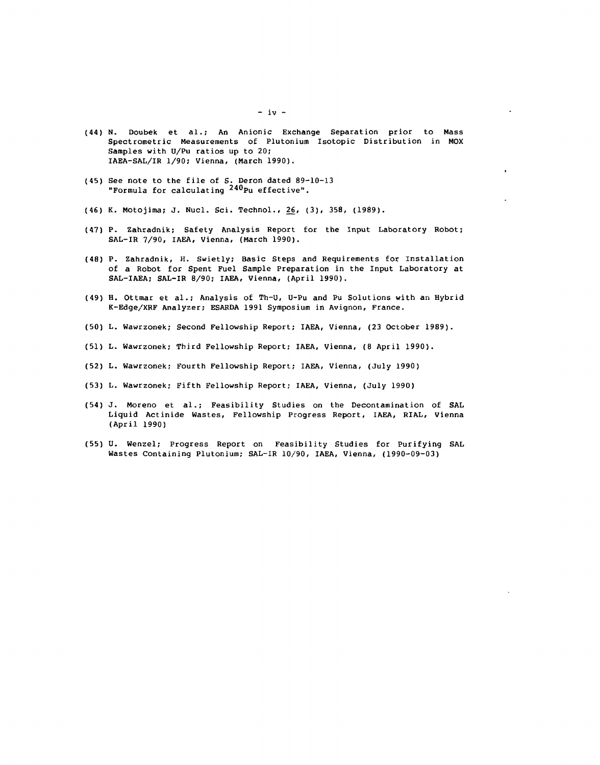(44) N. Doubek et al.; An Anionic Exchange Separation prior to Mass Spectrometric Measurements of Plutonium Isotopic Distribution in MOX Samples with U/Pu ratios up to 20; IAEA-SAL/IR 1/90; Vienna, (March 1990).

(45) See note to the file of S. Deron dated 89-10-13 "Formula for calculating $^{240}Pu$ effective".

(46) K. Motojima; J. Nucl. Sci. Technol., 26, (3), 358, (1989).

(47) P. Zahradnik; Safety Analysis Report for the Input Laboratory Robot; SAL-IR 7/90, IAEA, Vienna, (March 1990).

(48) P. Zahradnik, H. Swietly; Basic Steps and Requirements for Installation of a Robot for Spent Fuel Sample Preparation in the Input Laboratory at SAL-IAEA; SAL-IR 8/90; IAEA, Vienna, (April 1990).

(49) H. Ottmar et al.; Analysis of Th-U, U-Pu and Pu Solutions with an Hybrid K-Edge/XRF Analyzer; ESARDA 1991 Symposium in Avignon, France.

(50) L. Wawrzonek; Second Fellowship Report; IAEA, Vienna, (23 October 1989).

(51) L. Wawrzonek; Third Fellowship Report; IAEA, Vienna, (8 April 1990).

(52) L. Wawrzonek; Fourth Fellowship Report; IAEA, Vienna, (July 1990)

(53) L. Wawrzonek; Fifth Fellowship Report; IAEA, Vienna, (July 1990)

(54) J. Moreno et al.; Feasibility Studies on the Decontamination of SAL Liquid Actinide Wastes, Fellowship Progress Report, IAEA, RIAL, Vienna (April 1990)

(55) U. Wenzel; Progress Report on Feasibility Studies for Purifying SAL Wastes Containing Plutonium; SAL-IR 10/90, IAEA, Vienna, (1990-09-03)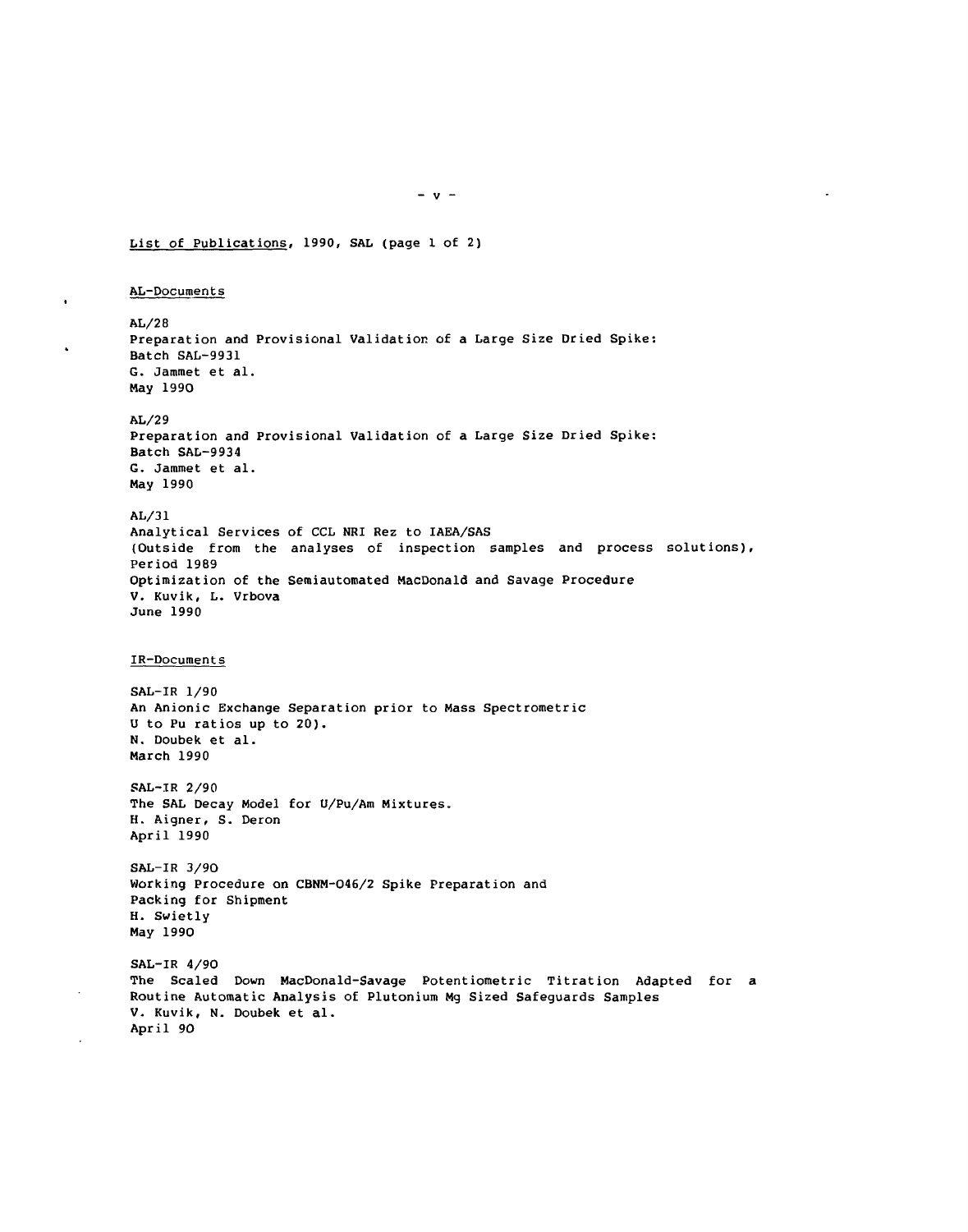List of Publications, 1990, SAL (page 1 of 2)

AL-Documents

AL/28
Preparation and Provisional Validation of a Large Size Dried Spike:
Batch SAL-9931
G. Jammet et al.
May 1990

AL/29
Preparation and Provisional Validation of a Large Size Dried Spike:
Batch SAL-9934
G. Jammet et al.
May 1990

AL/31
Analytical Services of CCL NRI Rez to IAEA/SAS
(Outside from the analyses of inspection samples and process solutions),
Period 1989
Optimization of the Semiautomated MacDonald and Savage Procedure
V. Kuvik, L. Vrbova
June 1990

IR-Documents

SAL-IR 1/90
An Anionic Exchange Separation prior to Mass Spectrometric
U to Pu ratios up to 20).
N. Doubek et al.
March 1990

SAL-IR 2/90
The SAL Decay Model for U/Pu/Am Mixtures.
H. Aigner, S. Deron
April 1990

SAL-IR 3/90
Working Procedure on CBNM-046/2 Spike Preparation and
Packing for Shipment
H. Swietly
May 1990

SAL-IR 4/90
The Scaled Down MacDonald-Savage Potentiometric Titration Adapted for a
Routine Automatic Analysis of Plutonium Mg Sized Safeguards Samples
V. Kuvik, N. Doubek et al.
April 90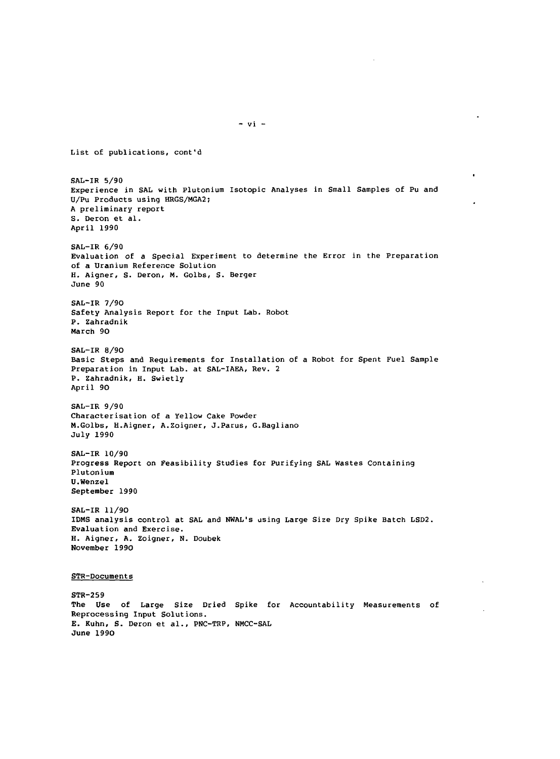List of publications, cont'd

SAL-IR 5/90
Experience in SAL with Plutonium Isotopic Analyses in Small Samples of Pu and U/Pu Products using HRGS/MGA2;
A preliminary report
S. Deron et al.
April 1990

SAL-IR 6/90
Evaluation of a Special Experiment to determine the Error in the Preparation of a Uranium Reference Solution
H. Aigner, S. Deron, M. Golbs, S. Berger
June 90

SAL-IR 7/90
Safety Analysis Report for the Input Lab. Robot
P. Zahradnik
March 90

SAL-IR 8/90
Basic Steps and Requirements for Installation of a Robot for Spent Fuel Sample Preparation in Input Lab. at SAL-IAEA, Rev. 2
P. Zahradnik, H. Swietly
April 90

SAL-IR 9/90
Characterisation of a Yellow Cake Powder
M.Golbs, H.Aigner, A.Zoigner, J.Parus, G.Bagliano
July 1990

SAL-IR 10/90
Progress Report on Feasibility Studies for Purifying SAL Wastes Containing Plutonium
U.Wenzel
September 1990

SAL-IR 11/90
IDMS analysis control at SAL and NWAL's using Large Size Dry Spike Batch LSD2. Evaluation and Exercise.
H. Aigner, A. Zoigner, N. Doubek
November 1990

STR-Documents

STR-259
The Use of Large Size Dried Spike for Accountability Measurements of Reprocessing Input Solutions.
E. Kuhn, S. Deron et al., PNC-TRP, NMCC-SAL
June 1990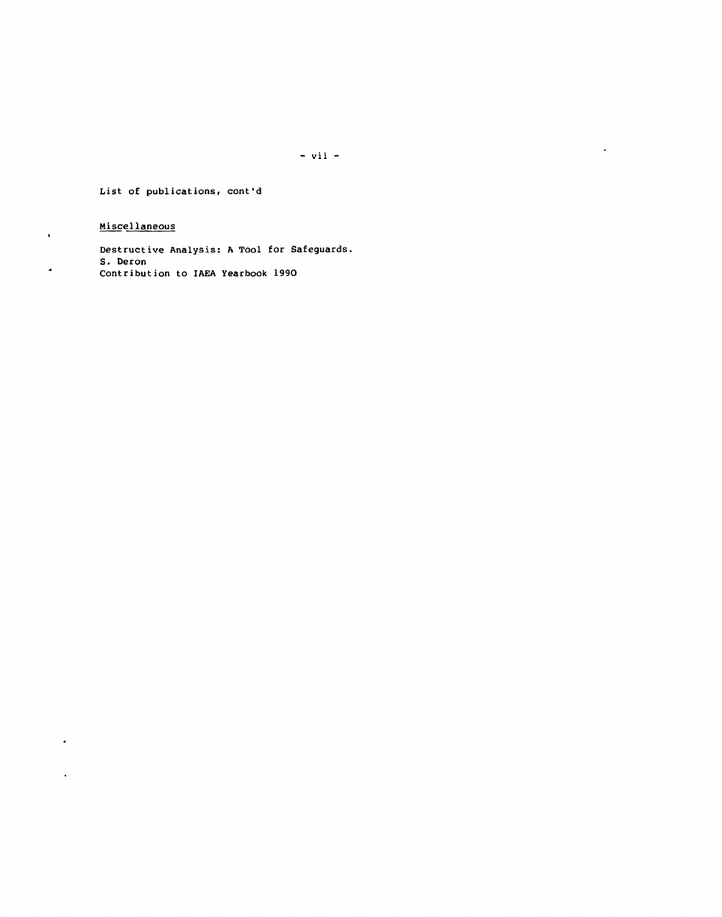List of publications, cont'd

Miscellaneous

Destructive Analysis: A Tool for Safeguards.
S. Deron
Contribution to IAEA Yearbook 1990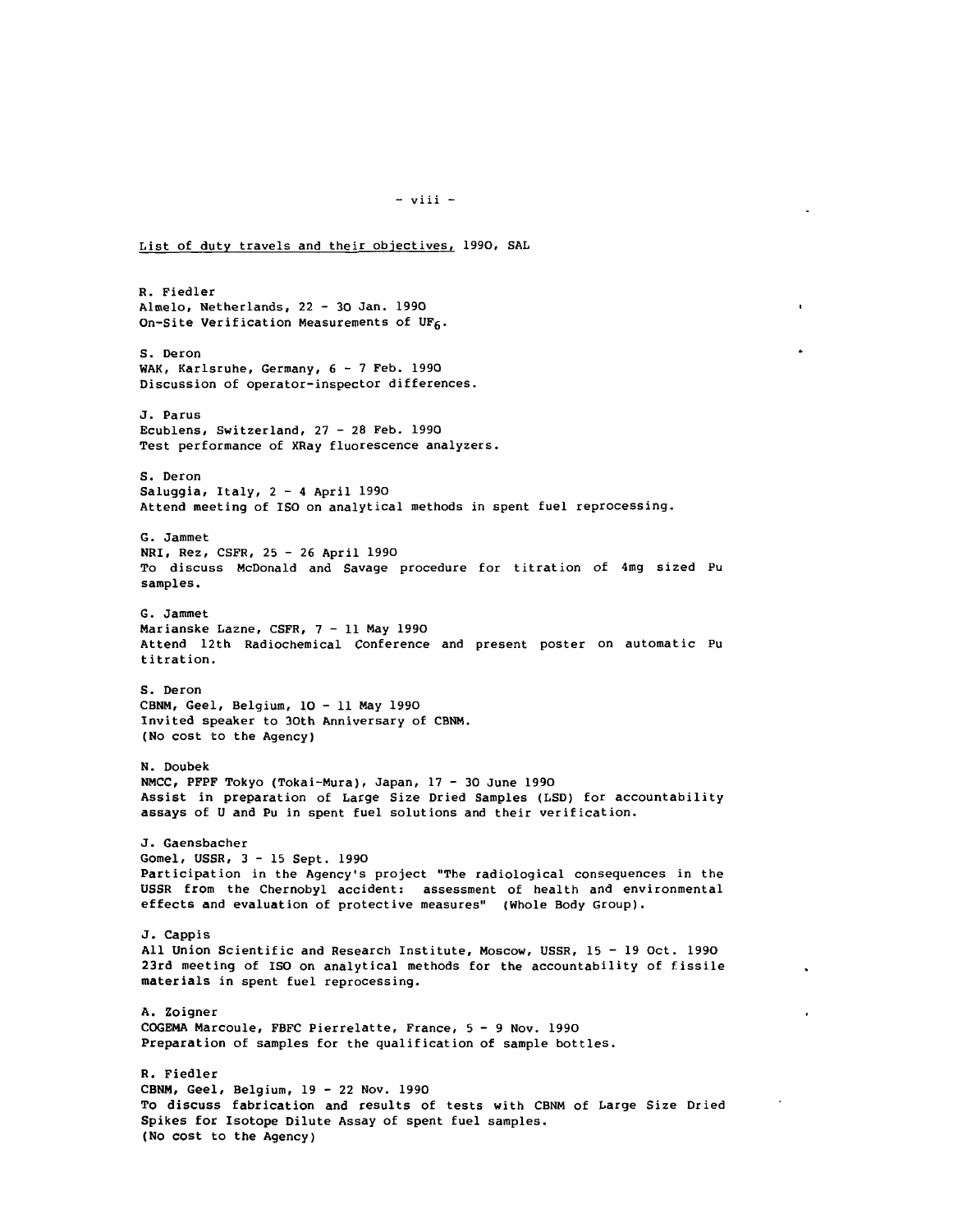List of duty travels and their objectives, 1990, SAL

R. Fiedler
Almelo, Netherlands, 22 - 30 Jan. 1990
On-Site Verification Measurements of $UF_6$.

S. Deron
WAK, Karlsruhe, Germany, 6 - 7 Feb. 1990
Discussion of operator-inspector differences.

J. Parus
Ecublens, Switzerland, 27 - 28 Feb. 1990
Test performance of XRay fluorescence analyzers.

S. Deron
Saluggia, Italy, 2 - 4 April 1990
Attend meeting of ISO on analytical methods in spent fuel reprocessing.

G. Jammet
NRI, Rez, CSFR, 25 - 26 April 1990
To discuss McDonald and Savage procedure for titration of 4mg sized Pu samples.

G. Jammet
Marianske Lazne, CSFR, 7 - 11 May 1990
Attend 12th Radiochemical Conference and present poster on automatic Pu titration.

S. Deron
CBNM, Geel, Belgium, 10 - 11 May 1990
Invited speaker to 30th Anniversary of CBNM.
(No cost to the Agency)

N. Doubek
NMCC, PFPF Tokyo (Tokai-Mura), Japan, 17 - 30 June 1990
Assist in preparation of Large Size Dried Samples (LSD) for accountability assays of U and Pu in spent fuel solutions and their verification.

J. Gaensbacher
Gomel, USSR, 3 - 15 Sept. 1990
Participation in the Agency's project "The radiological consequences in the USSR from the Chernobyl accident: assessment of health and environmental effects and evaluation of protective measures" (Whole Body Group).

J. Cappis
All Union Scientific and Research Institute, Moscow, USSR, 15 - 19 Oct. 1990
23rd meeting of ISO on analytical methods for the accountability of fissile materials in spent fuel reprocessing.

A. Zoigner
COGEMA Marcoule, FBFC Pierrelatte, France, 5 - 9 Nov. 1990
Preparation of samples for the qualification of sample bottles.

R. Fiedler
CBNM, Geel, Belgium, 19 - 22 Nov. 1990
To discuss fabrication and results of tests with CBNM of Large Size Dried Spikes for Isotope Dilute Assay of spent fuel samples.
(No cost to the Agency)